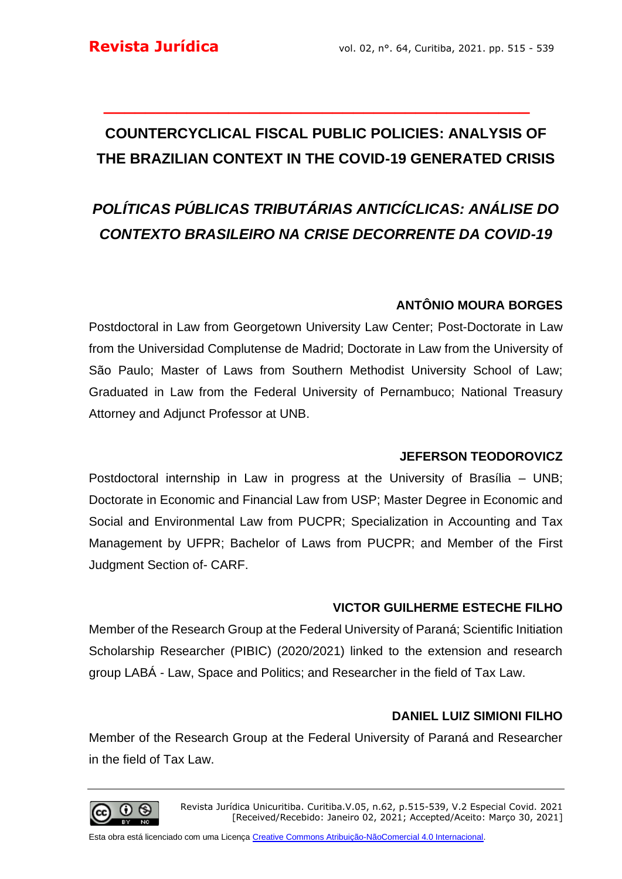# COUNTERCYCLICAL FISCAL PUBLIC POLICIES: ANALYSIS OF THE BRAZILIAN CONTEXT IN THE COVID-19 GENERATED CRISIS

# *POLÍTICAS PÚBLICAS TRIBUTÁRIAS ANTICÍCLICAS: ANÁLISE DO CONTEXTO BRASILEIRO NA CRISE DECORRENTE DA COVID-19*

**ANTÔNIO MOURA BORGES**

Postdoctoral in Law from Georgetown University Law Center; Post-Doctorate in Law from the Universidad Complutense de Madrid; Doctorate in Law from the University of São Paulo; Master of Laws from Southern Methodist University School of Law; Graduated in Law from the Federal University of Pernambuco; National Treasury Attorney and Adjunct Professor at UNB.

**JEFERSON TEODOROVICZ**

Postdoctoral internship in Law in progress at the University of Brasília – UNB; Doctorate in Economic and Financial Law from USP; Master Degree in Economic and Social and Environmental Law from PUCPR; Specialization in Accounting and Tax Management by UFPR; Bachelor of Laws from PUCPR; and Member of the First Judgment Section of- CARF.

**VICTOR GUILHERME ESTECHE FILHO**

Member of the Research Group at the Federal University of Paraná; Scientific Initiation Scholarship Researcher (PIBIC) (2020/2021) linked to the extension and research group LABÁ - Law, Space and Politics; and Researcher in the field of Tax Law.

**DANIEL LUIZ SIMIONI FILHO**

Member of the Research Group at the Federal University of Paraná and Researcher in the field of Tax Law.

Revista Jurídica Unicuritiba. Curitiba.V.05, n.62, p.515-539, V.2 Especial Covid. 2021
[Received/Recebido: Janeiro 02, 2021; Accepted/Aceito: Março 30, 2021]

Esta obra está licenciado com uma Licença Creative Commons Atribuição-NãoComercial 4.0 Internacional.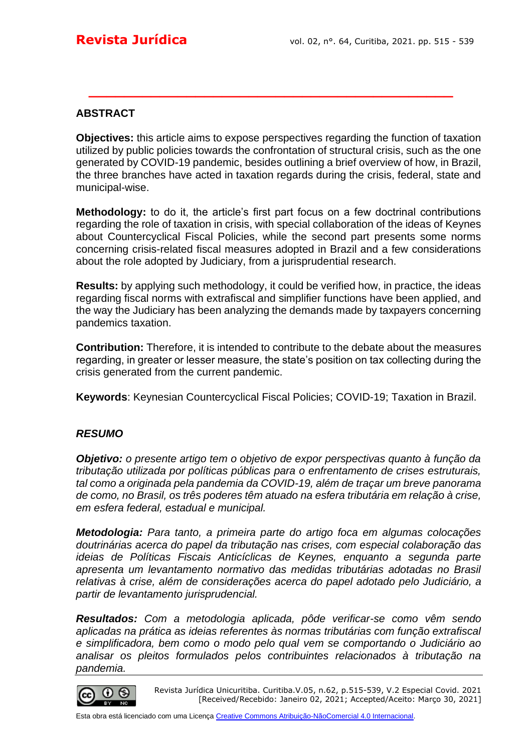## ABSTRACT

**Objectives:** this article aims to expose perspectives regarding the function of taxation utilized by public policies towards the confrontation of structural crisis, such as the one generated by COVID-19 pandemic, besides outlining a brief overview of how, in Brazil, the three branches have acted in taxation regards during the crisis, federal, state and municipal-wise.

**Methodology:** to do it, the article's first part focus on a few doctrinal contributions regarding the role of taxation in crisis, with special collaboration of the ideas of Keynes about Countercyclical Fiscal Policies, while the second part presents some norms concerning crisis-related fiscal measures adopted in Brazil and a few considerations about the role adopted by Judiciary, from a jurisprudential research.

**Results:** by applying such methodology, it could be verified how, in practice, the ideas regarding fiscal norms with extrafiscal and simplifier functions have been applied, and the way the Judiciary has been analyzing the demands made by taxpayers concerning pandemics taxation.

**Contribution:** Therefore, it is intended to contribute to the debate about the measures regarding, in greater or lesser measure, the state's position on tax collecting during the crisis generated from the current pandemic.

**Keywords**: Keynesian Countercyclical Fiscal Policies; COVID-19; Taxation in Brazil.

## *RESUMO*

***Objetivo:*** *o presente artigo tem o objetivo de expor perspectivas quanto à função da tributação utilizada por políticas públicas para o enfrentamento de crises estruturais, tal como a originada pela pandemia da COVID-19, além de traçar um breve panorama de como, no Brasil, os três poderes têm atuado na esfera tributária em relação à crise, em esfera federal, estadual e municipal.*

***Metodologia:*** *Para tanto, a primeira parte do artigo foca em algumas colocações doutrinárias acerca do papel da tributação nas crises, com especial colaboração das ideias de Políticas Fiscais Anticíclicas de Keynes, enquanto a segunda parte apresenta um levantamento normativo das medidas tributárias adotadas no Brasil relativas à crise, além de considerações acerca do papel adotado pelo Judiciário, a partir de levantamento jurisprudencial.*

***Resultados:*** *Com a metodologia aplicada, pôde verificar-se como vêm sendo aplicadas na prática as ideias referentes às normas tributárias com função extrafiscal e simplificadora, bem como o modo pelo qual vem se comportando o Judiciário ao analisar os pleitos formulados pelos contribuintes relacionados à tributação na pandemia.*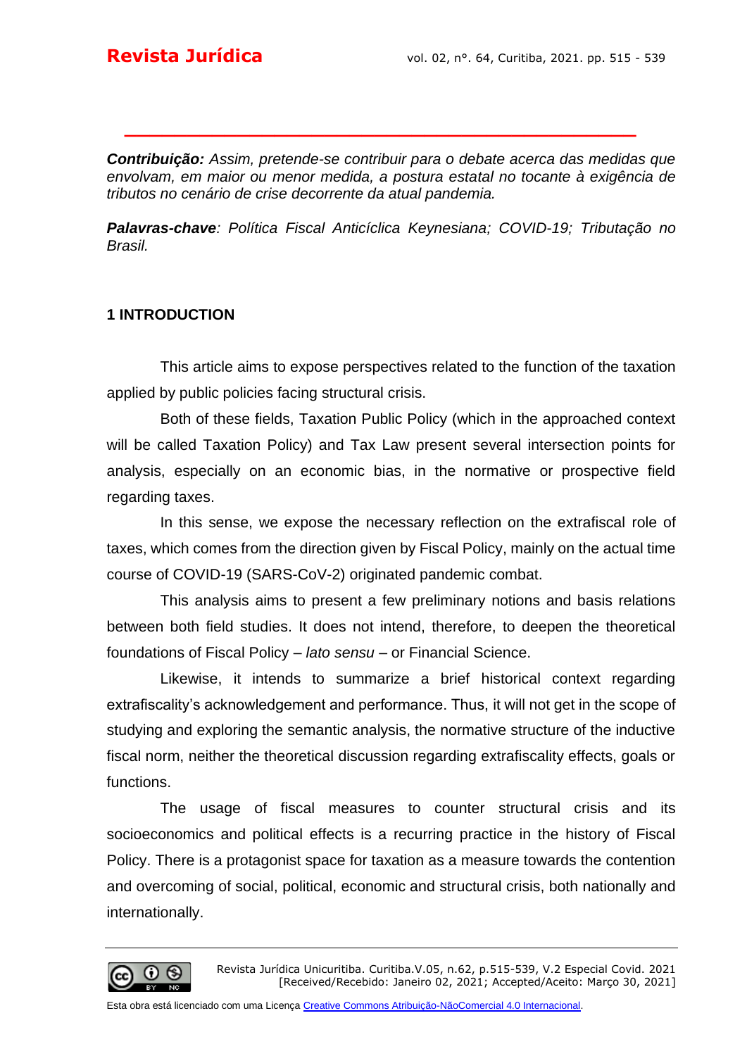**Contribuição:** *Assim, pretende-se contribuir para o debate acerca das medidas que envolvam, em maior ou menor medida, a postura estatal no tocante à exigência de tributos no cenário de crise decorrente da atual pandemia.*

***Palavras-chave****: Política Fiscal Anticíclica Keynesiana; COVID-19; Tributação no Brasil.*

## 1 INTRODUCTION

This article aims to expose perspectives related to the function of the taxation applied by public policies facing structural crisis.

Both of these fields, Taxation Public Policy (which in the approached context will be called Taxation Policy) and Tax Law present several intersection points for analysis, especially on an economic bias, in the normative or prospective field regarding taxes.

In this sense, we expose the necessary reflection on the extrafiscal role of taxes, which comes from the direction given by Fiscal Policy, mainly on the actual time course of COVID-19 (SARS-CoV-2) originated pandemic combat.

This analysis aims to present a few preliminary notions and basis relations between both field studies. It does not intend, therefore, to deepen the theoretical foundations of Fiscal Policy – *lato sensu* – or Financial Science.

Likewise, it intends to summarize a brief historical context regarding extrafiscality's acknowledgement and performance. Thus, it will not get in the scope of studying and exploring the semantic analysis, the normative structure of the inductive fiscal norm, neither the theoretical discussion regarding extrafiscality effects, goals or functions.

The usage of fiscal measures to counter structural crisis and its socioeconomics and political effects is a recurring practice in the history of Fiscal Policy. There is a protagonist space for taxation as a measure towards the contention and overcoming of social, political, economic and structural crisis, both nationally and internationally.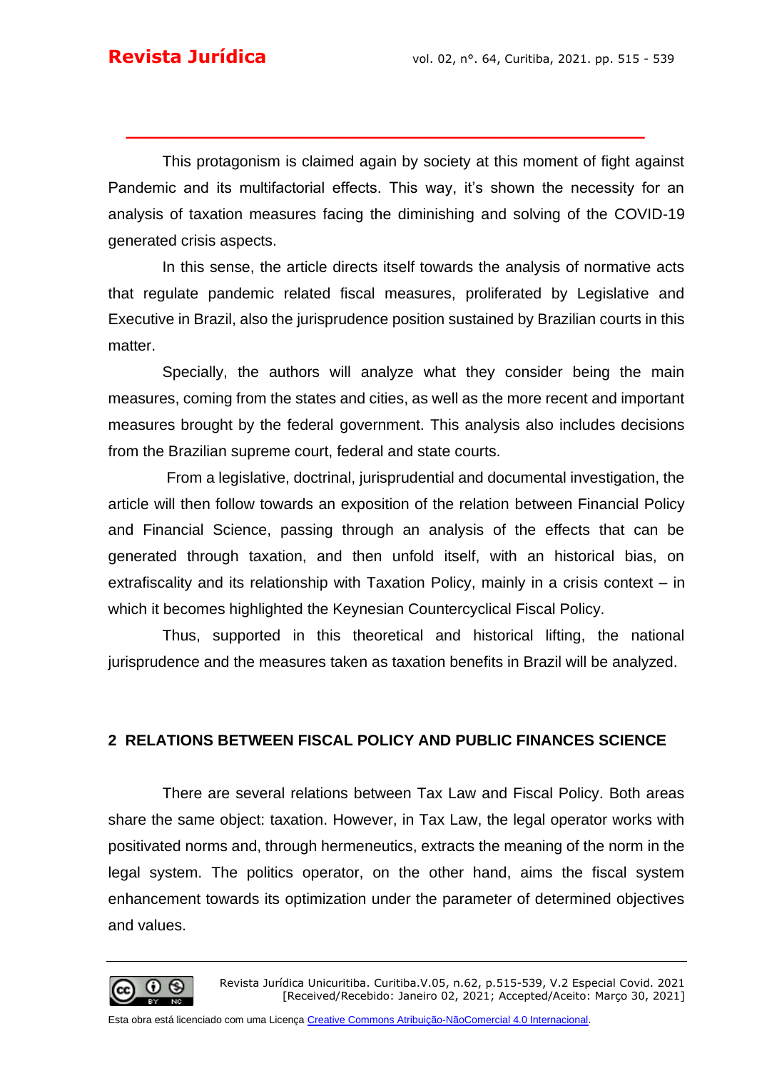This protagonism is claimed again by society at this moment of fight against Pandemic and its multifactorial effects. This way, it's shown the necessity for an analysis of taxation measures facing the diminishing and solving of the COVID-19 generated crisis aspects.

In this sense, the article directs itself towards the analysis of normative acts that regulate pandemic related fiscal measures, proliferated by Legislative and Executive in Brazil, also the jurisprudence position sustained by Brazilian courts in this matter.

Specially, the authors will analyze what they consider being the main measures, coming from the states and cities, as well as the more recent and important measures brought by the federal government. This analysis also includes decisions from the Brazilian supreme court, federal and state courts.

From a legislative, doctrinal, jurisprudential and documental investigation, the article will then follow towards an exposition of the relation between Financial Policy and Financial Science, passing through an analysis of the effects that can be generated through taxation, and then unfold itself, with an historical bias, on extrafiscality and its relationship with Taxation Policy, mainly in a crisis context – in which it becomes highlighted the Keynesian Countercyclical Fiscal Policy.

Thus, supported in this theoretical and historical lifting, the national jurisprudence and the measures taken as taxation benefits in Brazil will be analyzed.

## 2 RELATIONS BETWEEN FISCAL POLICY AND PUBLIC FINANCES SCIENCE

There are several relations between Tax Law and Fiscal Policy. Both areas share the same object: taxation. However, in Tax Law, the legal operator works with positivated norms and, through hermeneutics, extracts the meaning of the norm in the legal system. The politics operator, on the other hand, aims the fiscal system enhancement towards its optimization under the parameter of determined objectives and values.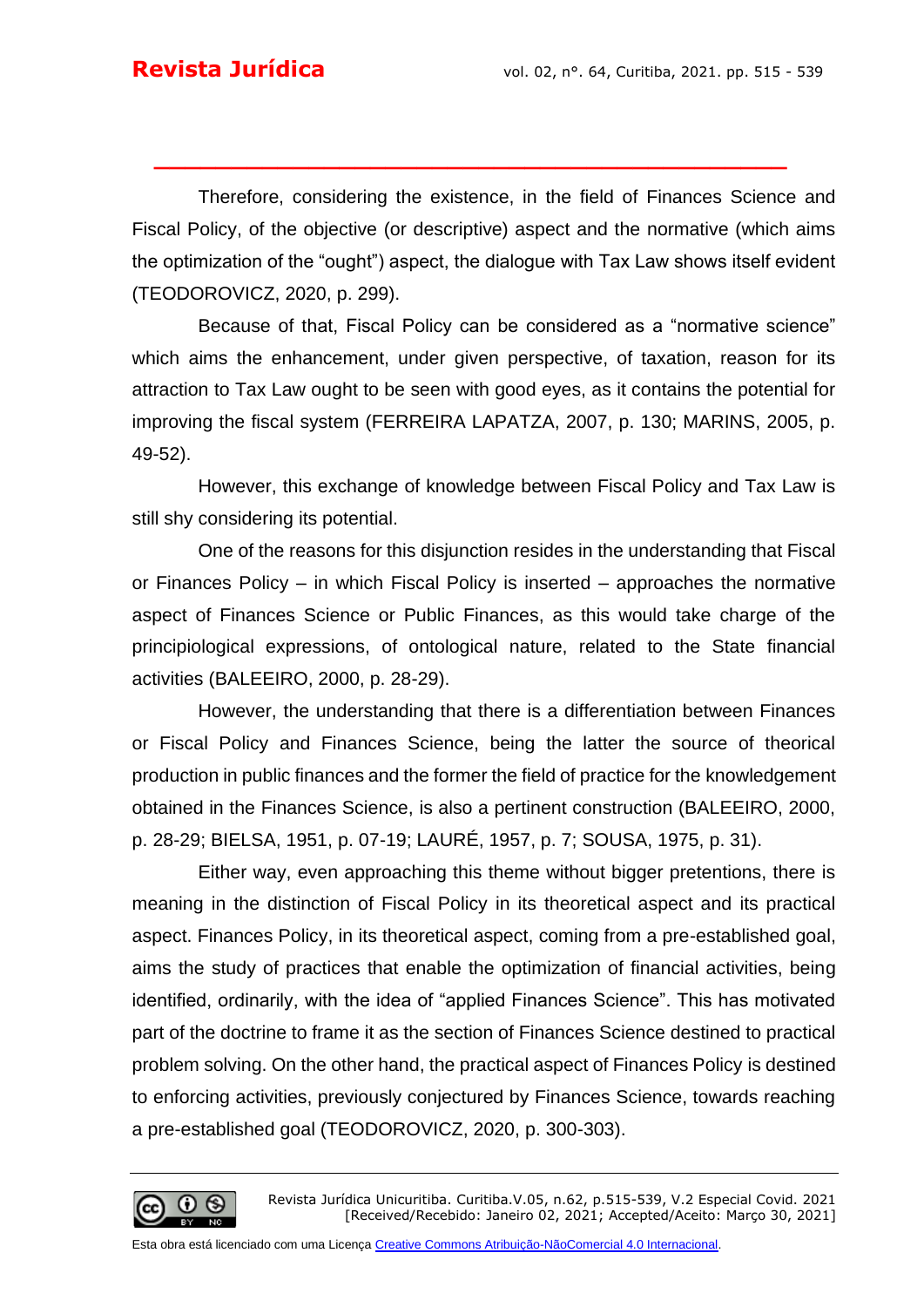Therefore, considering the existence, in the field of Finances Science and Fiscal Policy, of the objective (or descriptive) aspect and the normative (which aims the optimization of the "ought") aspect, the dialogue with Tax Law shows itself evident (TEODOROVICZ, 2020, p. 299).

Because of that, Fiscal Policy can be considered as a "normative science" which aims the enhancement, under given perspective, of taxation, reason for its attraction to Tax Law ought to be seen with good eyes, as it contains the potential for improving the fiscal system (FERREIRA LAPATZA, 2007, p. 130; MARINS, 2005, p. 49-52).

However, this exchange of knowledge between Fiscal Policy and Tax Law is still shy considering its potential.

One of the reasons for this disjunction resides in the understanding that Fiscal or Finances Policy – in which Fiscal Policy is inserted – approaches the normative aspect of Finances Science or Public Finances, as this would take charge of the principiological expressions, of ontological nature, related to the State financial activities (BALEEIRO, 2000, p. 28-29).

However, the understanding that there is a differentiation between Finances or Fiscal Policy and Finances Science, being the latter the source of theorical production in public finances and the former the field of practice for the knowledgement obtained in the Finances Science, is also a pertinent construction (BALEEIRO, 2000, p. 28-29; BIELSA, 1951, p. 07-19; LAURÉ, 1957, p. 7; SOUSA, 1975, p. 31).

Either way, even approaching this theme without bigger pretentions, there is meaning in the distinction of Fiscal Policy in its theoretical aspect and its practical aspect. Finances Policy, in its theoretical aspect, coming from a pre-established goal, aims the study of practices that enable the optimization of financial activities, being identified, ordinarily, with the idea of "applied Finances Science". This has motivated part of the doctrine to frame it as the section of Finances Science destined to practical problem solving. On the other hand, the practical aspect of Finances Policy is destined to enforcing activities, previously conjectured by Finances Science, towards reaching a pre-established goal (TEODOROVICZ, 2020, p. 300-303).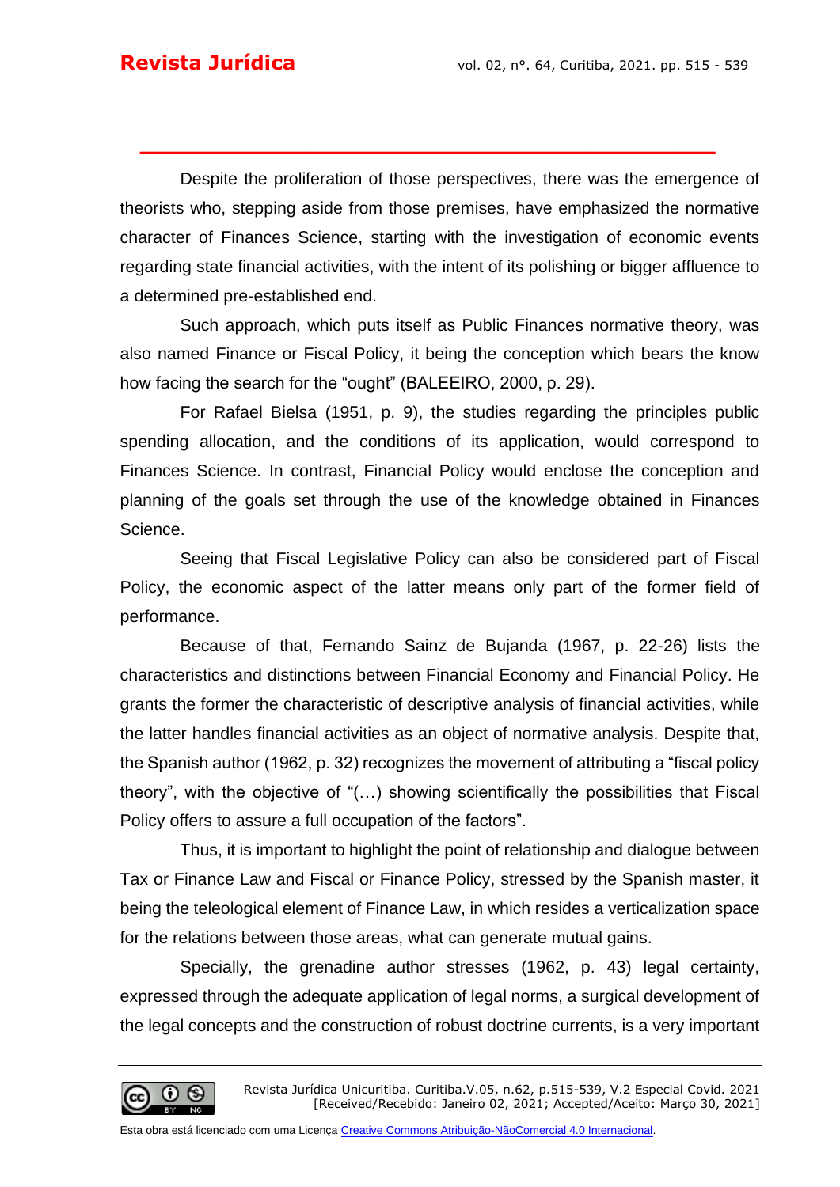Despite the proliferation of those perspectives, there was the emergence of theorists who, stepping aside from those premises, have emphasized the normative character of Finances Science, starting with the investigation of economic events regarding state financial activities, with the intent of its polishing or bigger affluence to a determined pre-established end.

Such approach, which puts itself as Public Finances normative theory, was also named Finance or Fiscal Policy, it being the conception which bears the know how facing the search for the “ought” (BALEEIRO, 2000, p. 29).

For Rafael Bielsa (1951, p. 9), the studies regarding the principles public spending allocation, and the conditions of its application, would correspond to Finances Science. In contrast, Financial Policy would enclose the conception and planning of the goals set through the use of the knowledge obtained in Finances Science.

Seeing that Fiscal Legislative Policy can also be considered part of Fiscal Policy, the economic aspect of the latter means only part of the former field of performance.

Because of that, Fernando Sainz de Bujanda (1967, p. 22-26) lists the characteristics and distinctions between Financial Economy and Financial Policy. He grants the former the characteristic of descriptive analysis of financial activities, while the latter handles financial activities as an object of normative analysis. Despite that, the Spanish author (1962, p. 32) recognizes the movement of attributing a “fiscal policy theory”, with the objective of “(…) showing scientifically the possibilities that Fiscal Policy offers to assure a full occupation of the factors”.

Thus, it is important to highlight the point of relationship and dialogue between Tax or Finance Law and Fiscal or Finance Policy, stressed by the Spanish master, it being the teleological element of Finance Law, in which resides a verticalization space for the relations between those areas, what can generate mutual gains.

Specially, the grenadine author stresses (1962, p. 43) legal certainty, expressed through the adequate application of legal norms, a surgical development of the legal concepts and the construction of robust doctrine currents, is a very important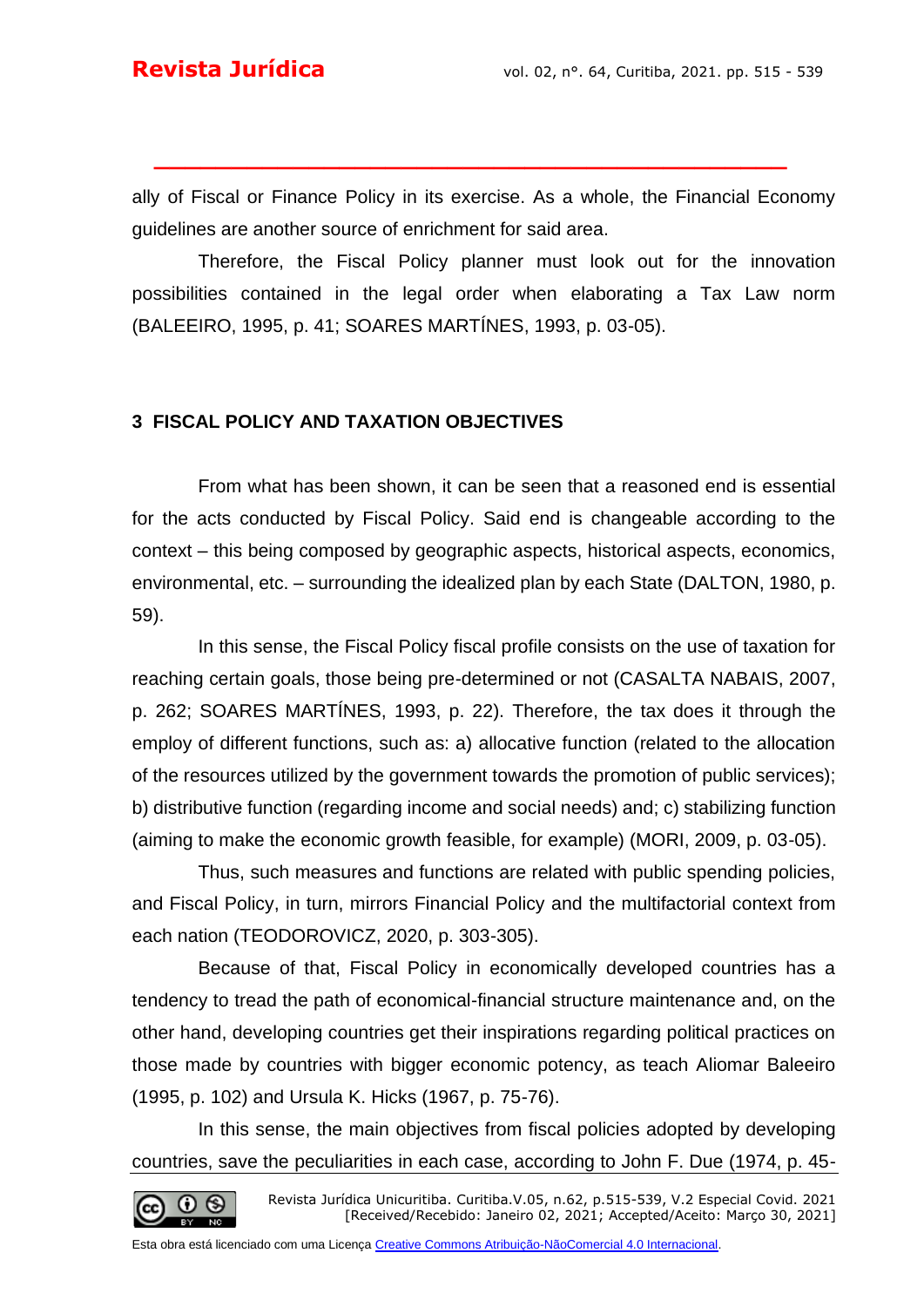ally of Fiscal or Finance Policy in its exercise. As a whole, the Financial Economy guidelines are another source of enrichment for said area.

Therefore, the Fiscal Policy planner must look out for the innovation possibilities contained in the legal order when elaborating a Tax Law norm (BALEEIRO, 1995, p. 41; SOARES MARTÍNES, 1993, p. 03-05).

## 3 FISCAL POLICY AND TAXATION OBJECTIVES

From what has been shown, it can be seen that a reasoned end is essential for the acts conducted by Fiscal Policy. Said end is changeable according to the context – this being composed by geographic aspects, historical aspects, economics, environmental, etc. – surrounding the idealized plan by each State (DALTON, 1980, p. 59).

In this sense, the Fiscal Policy fiscal profile consists on the use of taxation for reaching certain goals, those being pre-determined or not (CASALTA NABAIS, 2007, p. 262; SOARES MARTÍNES, 1993, p. 22). Therefore, the tax does it through the employ of different functions, such as: a) allocative function (related to the allocation of the resources utilized by the government towards the promotion of public services); b) distributive function (regarding income and social needs) and; c) stabilizing function (aiming to make the economic growth feasible, for example) (MORI, 2009, p. 03-05).

Thus, such measures and functions are related with public spending policies, and Fiscal Policy, in turn, mirrors Financial Policy and the multifactorial context from each nation (TEODOROVICZ, 2020, p. 303-305).

Because of that, Fiscal Policy in economically developed countries has a tendency to tread the path of economical-financial structure maintenance and, on the other hand, developing countries get their inspirations regarding political practices on those made by countries with bigger economic potency, as teach Aliomar Baleeiro (1995, p. 102) and Ursula K. Hicks (1967, p. 75-76).

In this sense, the main objectives from fiscal policies adopted by developing countries, save the peculiarities in each case, according to John F. Due (1974, p. 45-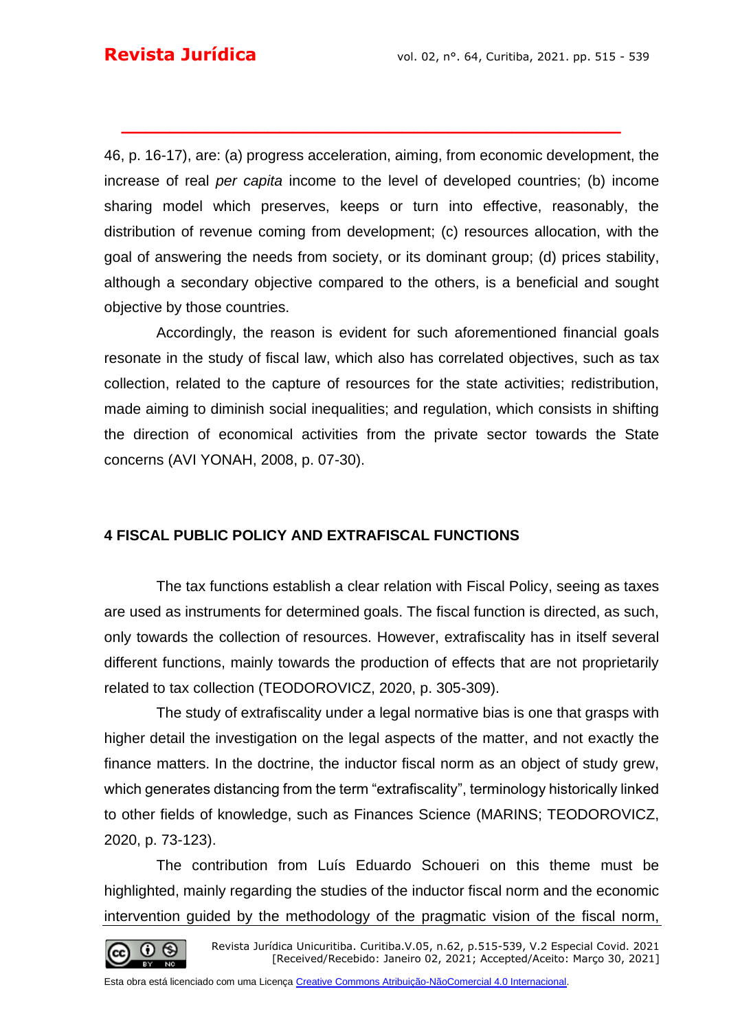46, p. 16-17), are: (a) progress acceleration, aiming, from economic development, the increase of real *per capita* income to the level of developed countries; (b) income sharing model which preserves, keeps or turn into effective, reasonably, the distribution of revenue coming from development; (c) resources allocation, with the goal of answering the needs from society, or its dominant group; (d) prices stability, although a secondary objective compared to the others, is a beneficial and sought objective by those countries.

Accordingly, the reason is evident for such aforementioned financial goals resonate in the study of fiscal law, which also has correlated objectives, such as tax collection, related to the capture of resources for the state activities; redistribution, made aiming to diminish social inequalities; and regulation, which consists in shifting the direction of economical activities from the private sector towards the State concerns (AVI YONAH, 2008, p. 07-30).

## 4 FISCAL PUBLIC POLICY AND EXTRAFISCAL FUNCTIONS

The tax functions establish a clear relation with Fiscal Policy, seeing as taxes are used as instruments for determined goals. The fiscal function is directed, as such, only towards the collection of resources. However, extrafiscality has in itself several different functions, mainly towards the production of effects that are not proprietarily related to tax collection (TEODOROVICZ, 2020, p. 305-309).

The study of extrafiscality under a legal normative bias is one that grasps with higher detail the investigation on the legal aspects of the matter, and not exactly the finance matters. In the doctrine, the inductor fiscal norm as an object of study grew, which generates distancing from the term "extrafiscality", terminology historically linked to other fields of knowledge, such as Finances Science (MARINS; TEODOROVICZ, 2020, p. 73-123).

The contribution from Luís Eduardo Schoueri on this theme must be highlighted, mainly regarding the studies of the inductor fiscal norm and the economic intervention guided by the methodology of the pragmatic vision of the fiscal norm,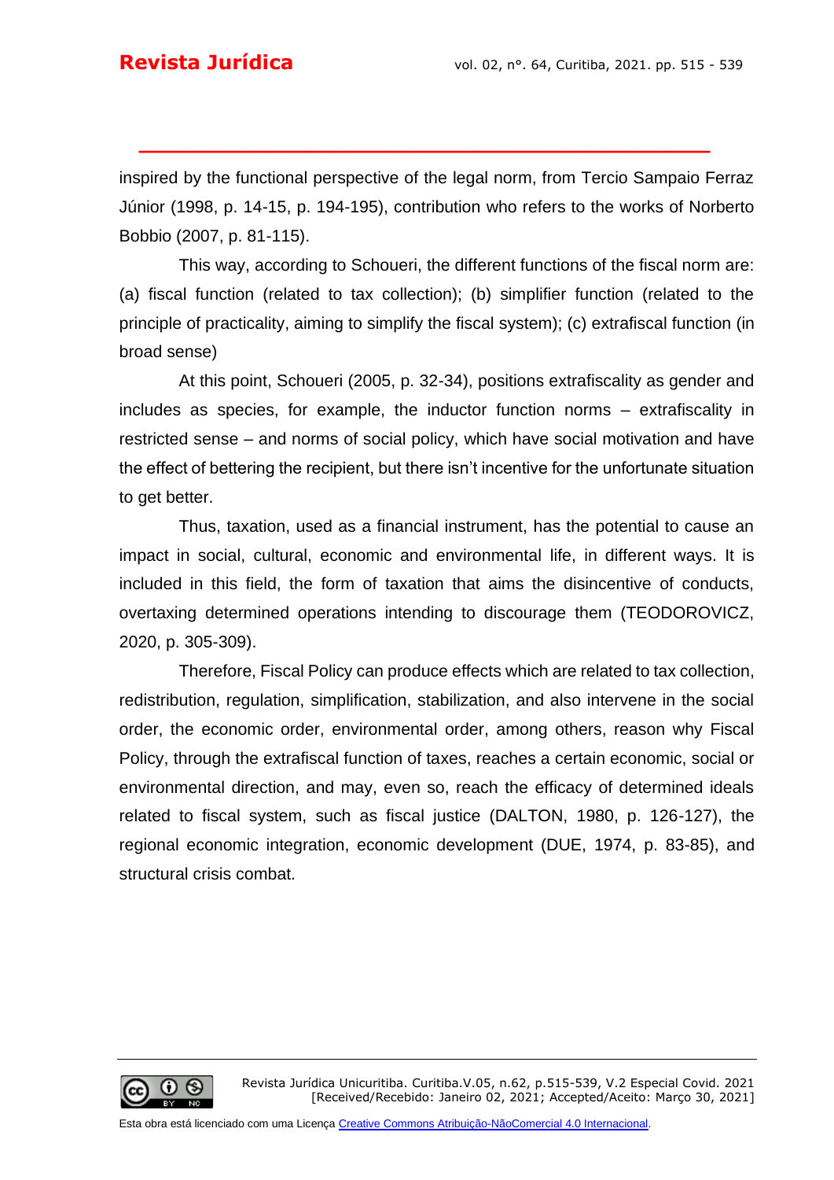inspired by the functional perspective of the legal norm, from Tercio Sampaio Ferraz Júnior (1998, p. 14-15, p. 194-195), contribution who refers to the works of Norberto Bobbio (2007, p. 81-115).

This way, according to Schoueri, the different functions of the fiscal norm are: (a) fiscal function (related to tax collection); (b) simplifier function (related to the principle of practicality, aiming to simplify the fiscal system); (c) extrafiscal function (in broad sense)

At this point, Schoueri (2005, p. 32-34), positions extrafiscality as gender and includes as species, for example, the inductor function norms – extrafiscality in restricted sense – and norms of social policy, which have social motivation and have the effect of bettering the recipient, but there isn't incentive for the unfortunate situation to get better.

Thus, taxation, used as a financial instrument, has the potential to cause an impact in social, cultural, economic and environmental life, in different ways. It is included in this field, the form of taxation that aims the disincentive of conducts, overtaxing determined operations intending to discourage them (TEODOROVICZ, 2020, p. 305-309).

Therefore, Fiscal Policy can produce effects which are related to tax collection, redistribution, regulation, simplification, stabilization, and also intervene in the social order, the economic order, environmental order, among others, reason why Fiscal Policy, through the extrafiscal function of taxes, reaches a certain economic, social or environmental direction, and may, even so, reach the efficacy of determined ideals related to fiscal system, such as fiscal justice (DALTON, 1980, p. 126-127), the regional economic integration, economic development (DUE, 1974, p. 83-85), and structural crisis combat.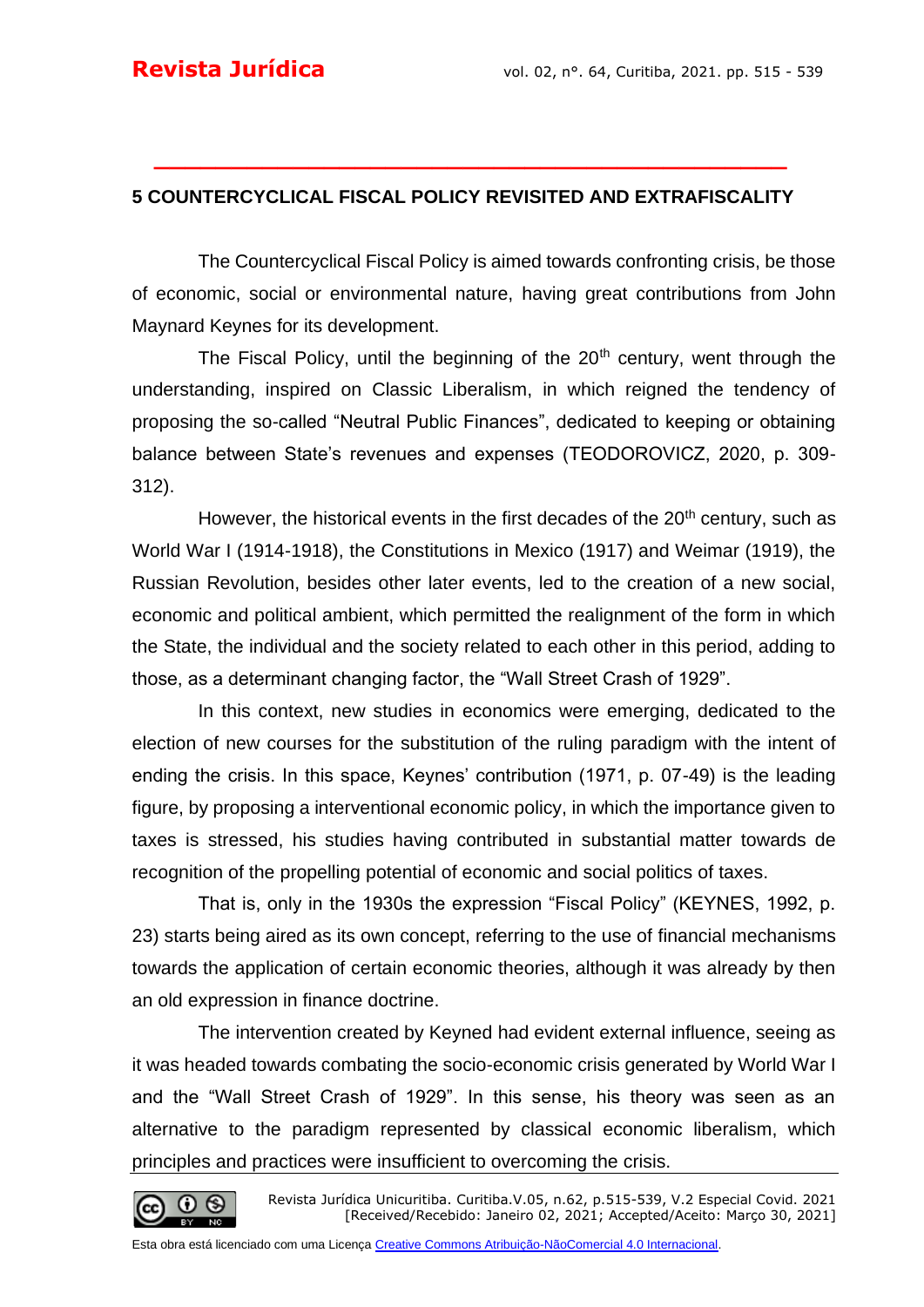## 5 COUNTERCYCLICAL FISCAL POLICY REVISITED AND EXTRAFISCALITY

The Countercyclical Fiscal Policy is aimed towards confronting crisis, be those of economic, social or environmental nature, having great contributions from John Maynard Keynes for its development.

The Fiscal Policy, until the beginning of the 20th century, went through the understanding, inspired on Classic Liberalism, in which reigned the tendency of proposing the so-called "Neutral Public Finances", dedicated to keeping or obtaining balance between State's revenues and expenses (TEODOROVICZ, 2020, p. 309-312).

However, the historical events in the first decades of the 20th century, such as World War I (1914-1918), the Constitutions in Mexico (1917) and Weimar (1919), the Russian Revolution, besides other later events, led to the creation of a new social, economic and political ambient, which permitted the realignment of the form in which the State, the individual and the society related to each other in this period, adding to those, as a determinant changing factor, the "Wall Street Crash of 1929".

In this context, new studies in economics were emerging, dedicated to the election of new courses for the substitution of the ruling paradigm with the intent of ending the crisis. In this space, Keynes' contribution (1971, p. 07-49) is the leading figure, by proposing a interventional economic policy, in which the importance given to taxes is stressed, his studies having contributed in substantial matter towards de recognition of the propelling potential of economic and social politics of taxes.

That is, only in the 1930s the expression "Fiscal Policy" (KEYNES, 1992, p. 23) starts being aired as its own concept, referring to the use of financial mechanisms towards the application of certain economic theories, although it was already by then an old expression in finance doctrine.

The intervention created by Keyned had evident external influence, seeing as it was headed towards combating the socio-economic crisis generated by World War I and the "Wall Street Crash of 1929". In this sense, his theory was seen as an alternative to the paradigm represented by classical economic liberalism, which principles and practices were insufficient to overcoming the crisis.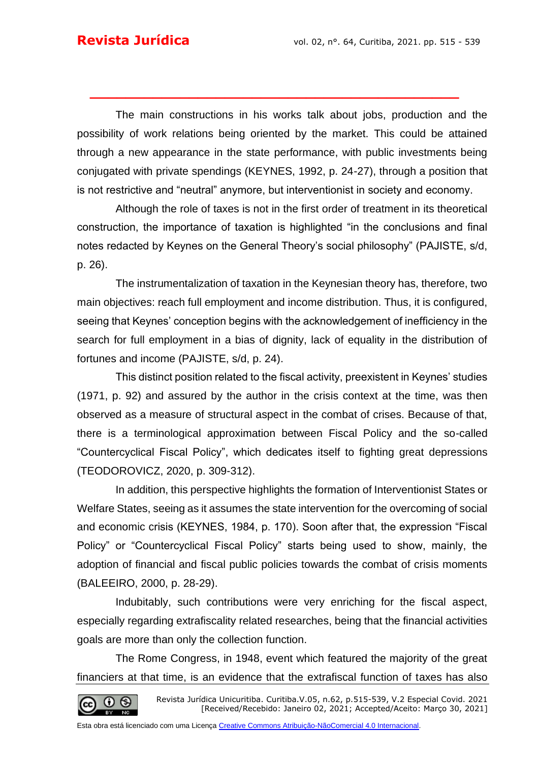The main constructions in his works talk about jobs, production and the possibility of work relations being oriented by the market. This could be attained through a new appearance in the state performance, with public investments being conjugated with private spendings (KEYNES, 1992, p. 24-27), through a position that is not restrictive and "neutral" anymore, but interventionist in society and economy.

Although the role of taxes is not in the first order of treatment in its theoretical construction, the importance of taxation is highlighted "in the conclusions and final notes redacted by Keynes on the General Theory's social philosophy" (PAJISTE, s/d, p. 26).

The instrumentalization of taxation in the Keynesian theory has, therefore, two main objectives: reach full employment and income distribution. Thus, it is configured, seeing that Keynes' conception begins with the acknowledgement of inefficiency in the search for full employment in a bias of dignity, lack of equality in the distribution of fortunes and income (PAJISTE, s/d, p. 24).

This distinct position related to the fiscal activity, preexistent in Keynes' studies (1971, p. 92) and assured by the author in the crisis context at the time, was then observed as a measure of structural aspect in the combat of crises. Because of that, there is a terminological approximation between Fiscal Policy and the so-called "Countercyclical Fiscal Policy", which dedicates itself to fighting great depressions (TEODOROVICZ, 2020, p. 309-312).

In addition, this perspective highlights the formation of Interventionist States or Welfare States, seeing as it assumes the state intervention for the overcoming of social and economic crisis (KEYNES, 1984, p. 170). Soon after that, the expression "Fiscal Policy" or "Countercyclical Fiscal Policy" starts being used to show, mainly, the adoption of financial and fiscal public policies towards the combat of crisis moments (BALEEIRO, 2000, p. 28-29).

Indubitably, such contributions were very enriching for the fiscal aspect, especially regarding extrafiscality related researches, being that the financial activities goals are more than only the collection function.

The Rome Congress, in 1948, event which featured the majority of the great financiers at that time, is an evidence that the extrafiscal function of taxes has also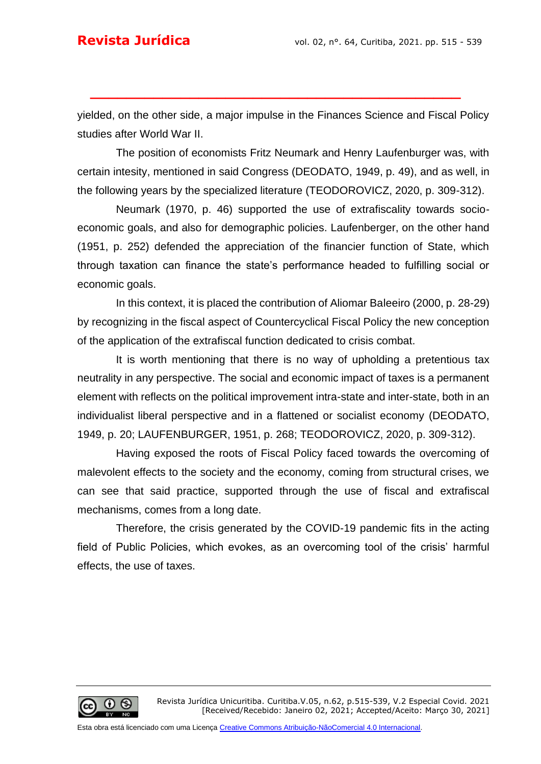yielded, on the other side, a major impulse in the Finances Science and Fiscal Policy studies after World War II.

The position of economists Fritz Neumark and Henry Laufenburger was, with certain intesity, mentioned in said Congress (DEODATO, 1949, p. 49), and as well, in the following years by the specialized literature (TEODOROVICZ, 2020, p. 309-312).

Neumark (1970, p. 46) supported the use of extrafiscality towards socio-economic goals, and also for demographic policies. Laufenberger, on the other hand (1951, p. 252) defended the appreciation of the financier function of State, which through taxation can finance the state's performance headed to fulfilling social or economic goals.

In this context, it is placed the contribution of Aliomar Baleeiro (2000, p. 28-29) by recognizing in the fiscal aspect of Countercyclical Fiscal Policy the new conception of the application of the extrafiscal function dedicated to crisis combat.

It is worth mentioning that there is no way of upholding a pretentious tax neutrality in any perspective. The social and economic impact of taxes is a permanent element with reflects on the political improvement intra-state and inter-state, both in an individualist liberal perspective and in a flattened or socialist economy (DEODATO, 1949, p. 20; LAUFENBURGER, 1951, p. 268; TEODOROVICZ, 2020, p. 309-312).

Having exposed the roots of Fiscal Policy faced towards the overcoming of malevolent effects to the society and the economy, coming from structural crises, we can see that said practice, supported through the use of fiscal and extrafiscal mechanisms, comes from a long date.

Therefore, the crisis generated by the COVID-19 pandemic fits in the acting field of Public Policies, which evokes, as an overcoming tool of the crisis' harmful effects, the use of taxes.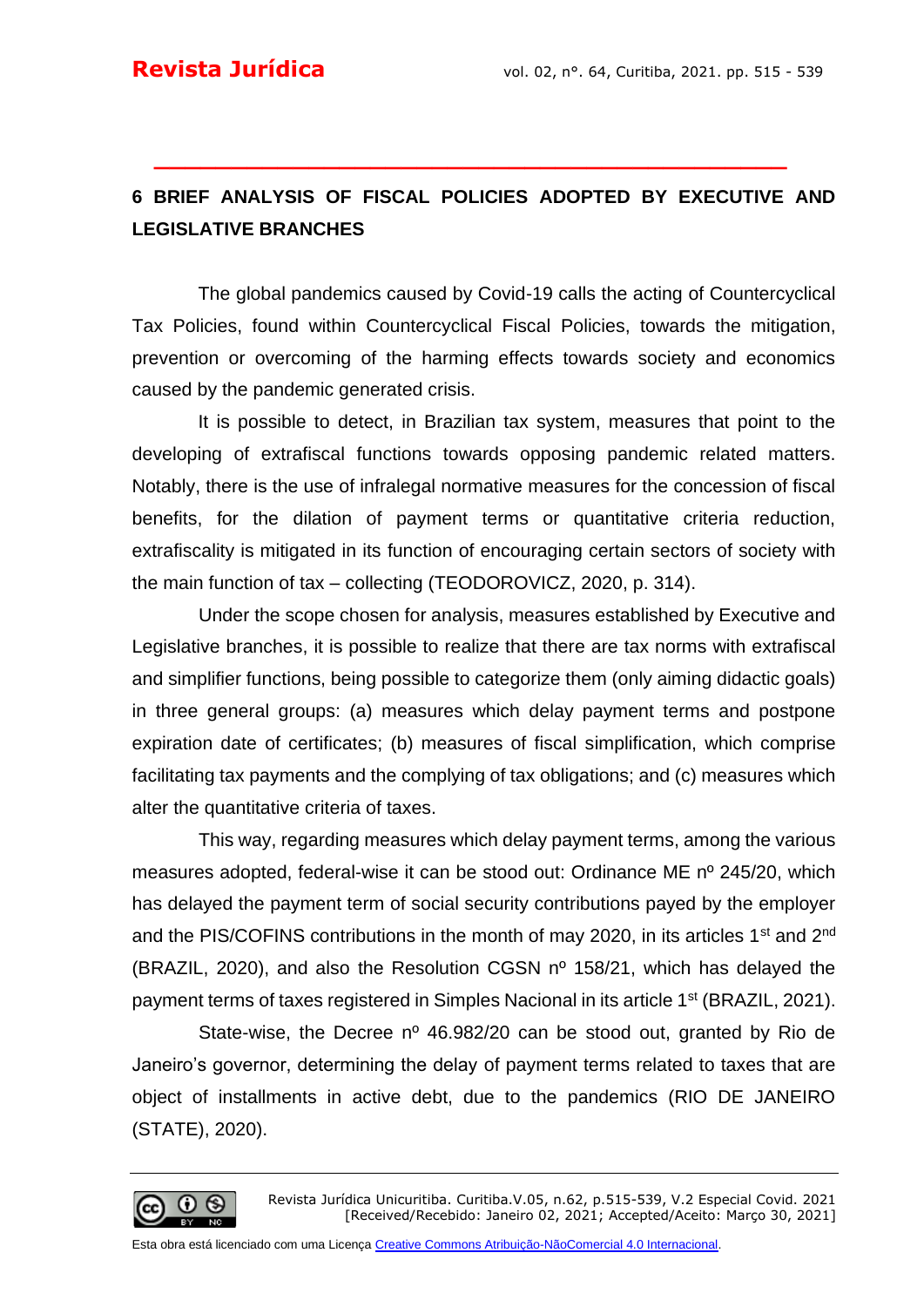## 6 BRIEF ANALYSIS OF FISCAL POLICIES ADOPTED BY EXECUTIVE AND LEGISLATIVE BRANCHES

The global pandemics caused by Covid-19 calls the acting of Countercyclical Tax Policies, found within Countercyclical Fiscal Policies, towards the mitigation, prevention or overcoming of the harming effects towards society and economics caused by the pandemic generated crisis.

It is possible to detect, in Brazilian tax system, measures that point to the developing of extrafiscal functions towards opposing pandemic related matters. Notably, there is the use of infralegal normative measures for the concession of fiscal benefits, for the dilation of payment terms or quantitative criteria reduction, extrafiscality is mitigated in its function of encouraging certain sectors of society with the main function of tax – collecting (TEODOROVICZ, 2020, p. 314).

Under the scope chosen for analysis, measures established by Executive and Legislative branches, it is possible to realize that there are tax norms with extrafiscal and simplifier functions, being possible to categorize them (only aiming didactic goals) in three general groups: (a) measures which delay payment terms and postpone expiration date of certificates; (b) measures of fiscal simplification, which comprise facilitating tax payments and the complying of tax obligations; and (c) measures which alter the quantitative criteria of taxes.

This way, regarding measures which delay payment terms, among the various measures adopted, federal-wise it can be stood out: Ordinance ME nº 245/20, which has delayed the payment term of social security contributions payed by the employer and the PIS/COFINS contributions in the month of may 2020, in its articles 1st and 2nd (BRAZIL, 2020), and also the Resolution CGSN nº 158/21, which has delayed the payment terms of taxes registered in Simples Nacional in its article 1st (BRAZIL, 2021).

State-wise, the Decree nº 46.982/20 can be stood out, granted by Rio de Janeiro's governor, determining the delay of payment terms related to taxes that are object of installments in active debt, due to the pandemics (RIO DE JANEIRO (STATE), 2020).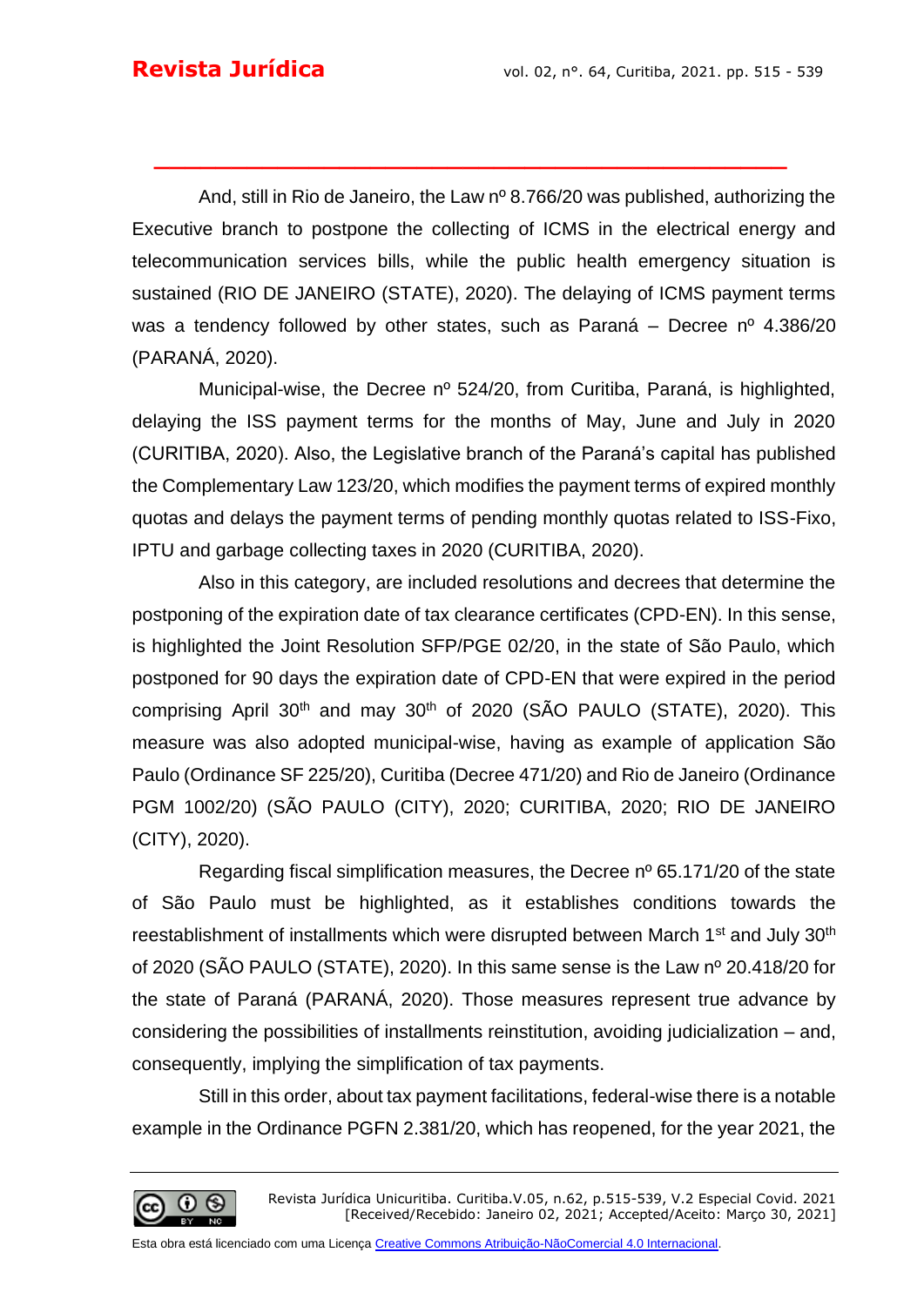And, still in Rio de Janeiro, the Law nº 8.766/20 was published, authorizing the Executive branch to postpone the collecting of ICMS in the electrical energy and telecommunication services bills, while the public health emergency situation is sustained (RIO DE JANEIRO (STATE), 2020). The delaying of ICMS payment terms was a tendency followed by other states, such as Paraná – Decree nº 4.386/20 (PARANÁ, 2020).

Municipal-wise, the Decree nº 524/20, from Curitiba, Paraná, is highlighted, delaying the ISS payment terms for the months of May, June and July in 2020 (CURITIBA, 2020). Also, the Legislative branch of the Paraná's capital has published the Complementary Law 123/20, which modifies the payment terms of expired monthly quotas and delays the payment terms of pending monthly quotas related to ISS-Fixo, IPTU and garbage collecting taxes in 2020 (CURITIBA, 2020).

Also in this category, are included resolutions and decrees that determine the postponing of the expiration date of tax clearance certificates (CPD-EN). In this sense, is highlighted the Joint Resolution SFP/PGE 02/20, in the state of São Paulo, which postponed for 90 days the expiration date of CPD-EN that were expired in the period comprising April 30th and may 30th of 2020 (SÃO PAULO (STATE), 2020). This measure was also adopted municipal-wise, having as example of application São Paulo (Ordinance SF 225/20), Curitiba (Decree 471/20) and Rio de Janeiro (Ordinance PGM 1002/20) (SÃO PAULO (CITY), 2020; CURITIBA, 2020; RIO DE JANEIRO (CITY), 2020).

Regarding fiscal simplification measures, the Decree nº 65.171/20 of the state of São Paulo must be highlighted, as it establishes conditions towards the reestablishment of installments which were disrupted between March 1st and July 30th of 2020 (SÃO PAULO (STATE), 2020). In this same sense is the Law nº 20.418/20 for the state of Paraná (PARANÁ, 2020). Those measures represent true advance by considering the possibilities of installments reinstitution, avoiding judicialization – and, consequently, implying the simplification of tax payments.

Still in this order, about tax payment facilitations, federal-wise there is a notable example in the Ordinance PGFN 2.381/20, which has reopened, for the year 2021, the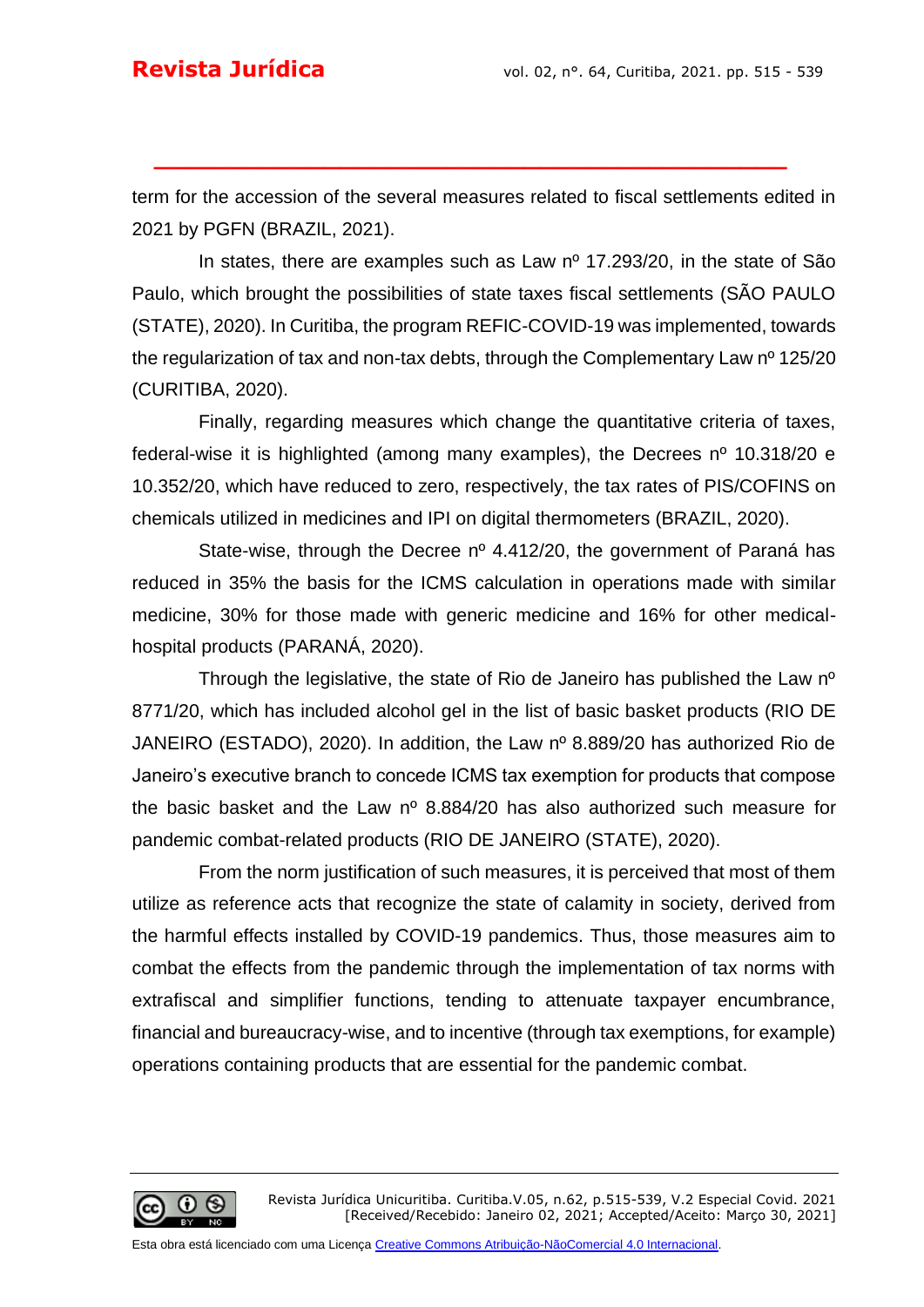term for the accession of the several measures related to fiscal settlements edited in 2021 by PGFN (BRAZIL, 2021).

In states, there are examples such as Law nº 17.293/20, in the state of São Paulo, which brought the possibilities of state taxes fiscal settlements (SÃO PAULO (STATE), 2020). In Curitiba, the program REFIC-COVID-19 was implemented, towards the regularization of tax and non-tax debts, through the Complementary Law nº 125/20 (CURITIBA, 2020).

Finally, regarding measures which change the quantitative criteria of taxes, federal-wise it is highlighted (among many examples), the Decrees nº 10.318/20 e 10.352/20, which have reduced to zero, respectively, the tax rates of PIS/COFINS on chemicals utilized in medicines and IPI on digital thermometers (BRAZIL, 2020).

State-wise, through the Decree nº 4.412/20, the government of Paraná has reduced in 35% the basis for the ICMS calculation in operations made with similar medicine, 30% for those made with generic medicine and 16% for other medical-hospital products (PARANÁ, 2020).

Through the legislative, the state of Rio de Janeiro has published the Law nº 8771/20, which has included alcohol gel in the list of basic basket products (RIO DE JANEIRO (ESTADO), 2020). In addition, the Law nº 8.889/20 has authorized Rio de Janeiro's executive branch to concede ICMS tax exemption for products that compose the basic basket and the Law nº 8.884/20 has also authorized such measure for pandemic combat-related products (RIO DE JANEIRO (STATE), 2020).

From the norm justification of such measures, it is perceived that most of them utilize as reference acts that recognize the state of calamity in society, derived from the harmful effects installed by COVID-19 pandemics. Thus, those measures aim to combat the effects from the pandemic through the implementation of tax norms with extrafiscal and simplifier functions, tending to attenuate taxpayer encumbrance, financial and bureaucracy-wise, and to incentive (through tax exemptions, for example) operations containing products that are essential for the pandemic combat.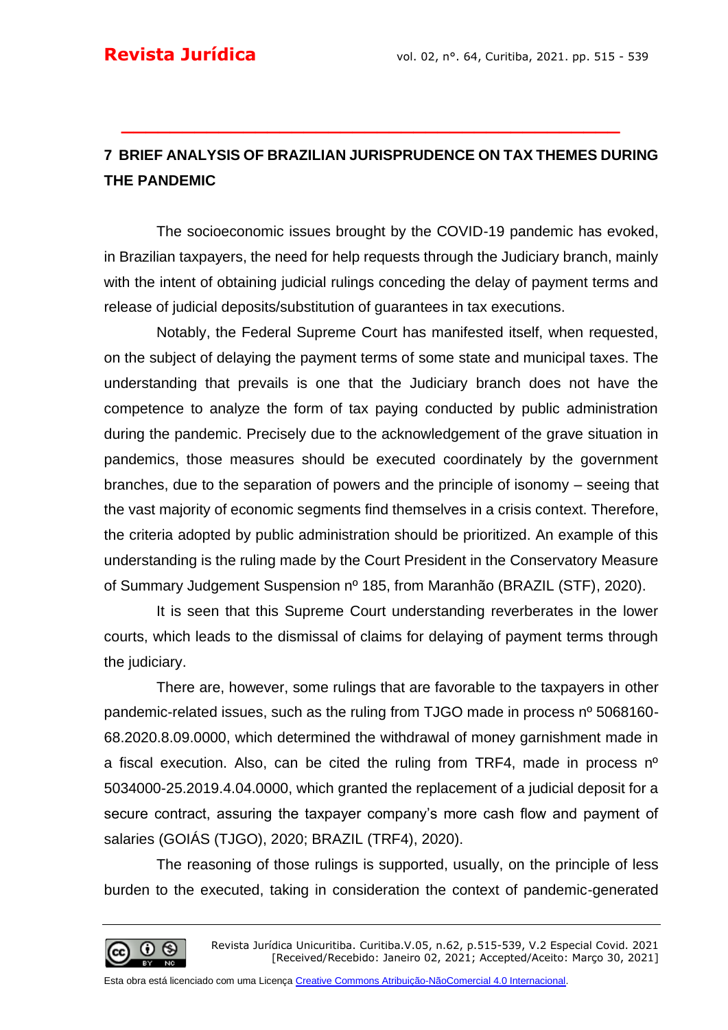## 7 BRIEF ANALYSIS OF BRAZILIAN JURISPRUDENCE ON TAX THEMES DURING THE PANDEMIC

The socioeconomic issues brought by the COVID-19 pandemic has evoked, in Brazilian taxpayers, the need for help requests through the Judiciary branch, mainly with the intent of obtaining judicial rulings conceding the delay of payment terms and release of judicial deposits/substitution of guarantees in tax executions.

Notably, the Federal Supreme Court has manifested itself, when requested, on the subject of delaying the payment terms of some state and municipal taxes. The understanding that prevails is one that the Judiciary branch does not have the competence to analyze the form of tax paying conducted by public administration during the pandemic. Precisely due to the acknowledgement of the grave situation in pandemics, those measures should be executed coordinately by the government branches, due to the separation of powers and the principle of isonomy – seeing that the vast majority of economic segments find themselves in a crisis context. Therefore, the criteria adopted by public administration should be prioritized. An example of this understanding is the ruling made by the Court President in the Conservatory Measure of Summary Judgement Suspension nº 185, from Maranhão (BRAZIL (STF), 2020).

It is seen that this Supreme Court understanding reverberates in the lower courts, which leads to the dismissal of claims for delaying of payment terms through the judiciary.

There are, however, some rulings that are favorable to the taxpayers in other pandemic-related issues, such as the ruling from TJGO made in process nº 5068160-68.2020.8.09.0000, which determined the withdrawal of money garnishment made in a fiscal execution. Also, can be cited the ruling from TRF4, made in process nº 5034000-25.2019.4.04.0000, which granted the replacement of a judicial deposit for a secure contract, assuring the taxpayer company's more cash flow and payment of salaries (GOIÁS (TJGO), 2020; BRAZIL (TRF4), 2020).

The reasoning of those rulings is supported, usually, on the principle of less burden to the executed, taking in consideration the context of pandemic-generated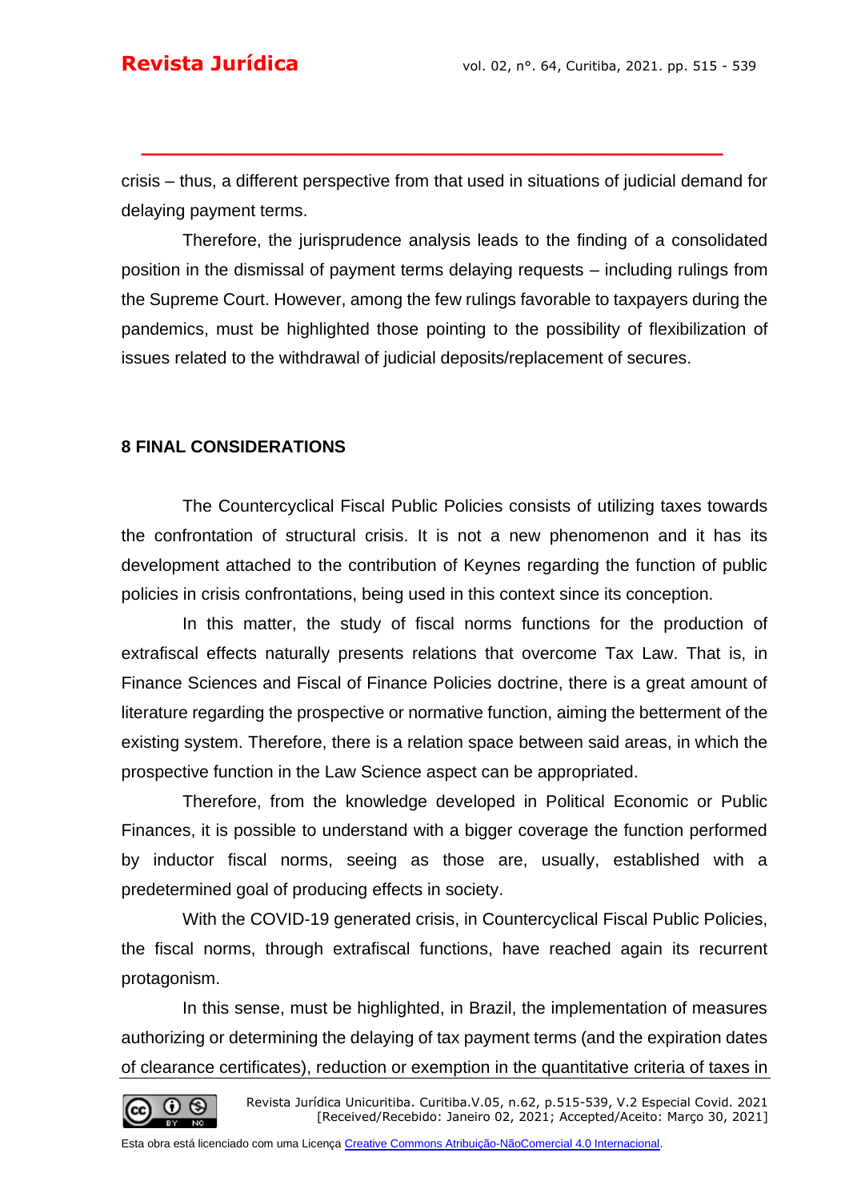crisis – thus, a different perspective from that used in situations of judicial demand for delaying payment terms.

Therefore, the jurisprudence analysis leads to the finding of a consolidated position in the dismissal of payment terms delaying requests – including rulings from the Supreme Court. However, among the few rulings favorable to taxpayers during the pandemics, must be highlighted those pointing to the possibility of flexibilization of issues related to the withdrawal of judicial deposits/replacement of secures.

## 8 FINAL CONSIDERATIONS

The Countercyclical Fiscal Public Policies consists of utilizing taxes towards the confrontation of structural crisis. It is not a new phenomenon and it has its development attached to the contribution of Keynes regarding the function of public policies in crisis confrontations, being used in this context since its conception.

In this matter, the study of fiscal norms functions for the production of extrafiscal effects naturally presents relations that overcome Tax Law. That is, in Finance Sciences and Fiscal of Finance Policies doctrine, there is a great amount of literature regarding the prospective or normative function, aiming the betterment of the existing system. Therefore, there is a relation space between said areas, in which the prospective function in the Law Science aspect can be appropriated.

Therefore, from the knowledge developed in Political Economic or Public Finances, it is possible to understand with a bigger coverage the function performed by inductor fiscal norms, seeing as those are, usually, established with a predetermined goal of producing effects in society.

With the COVID-19 generated crisis, in Countercyclical Fiscal Public Policies, the fiscal norms, through extrafiscal functions, have reached again its recurrent protagonism.

In this sense, must be highlighted, in Brazil, the implementation of measures authorizing or determining the delaying of tax payment terms (and the expiration dates of clearance certificates), reduction or exemption in the quantitative criteria of taxes in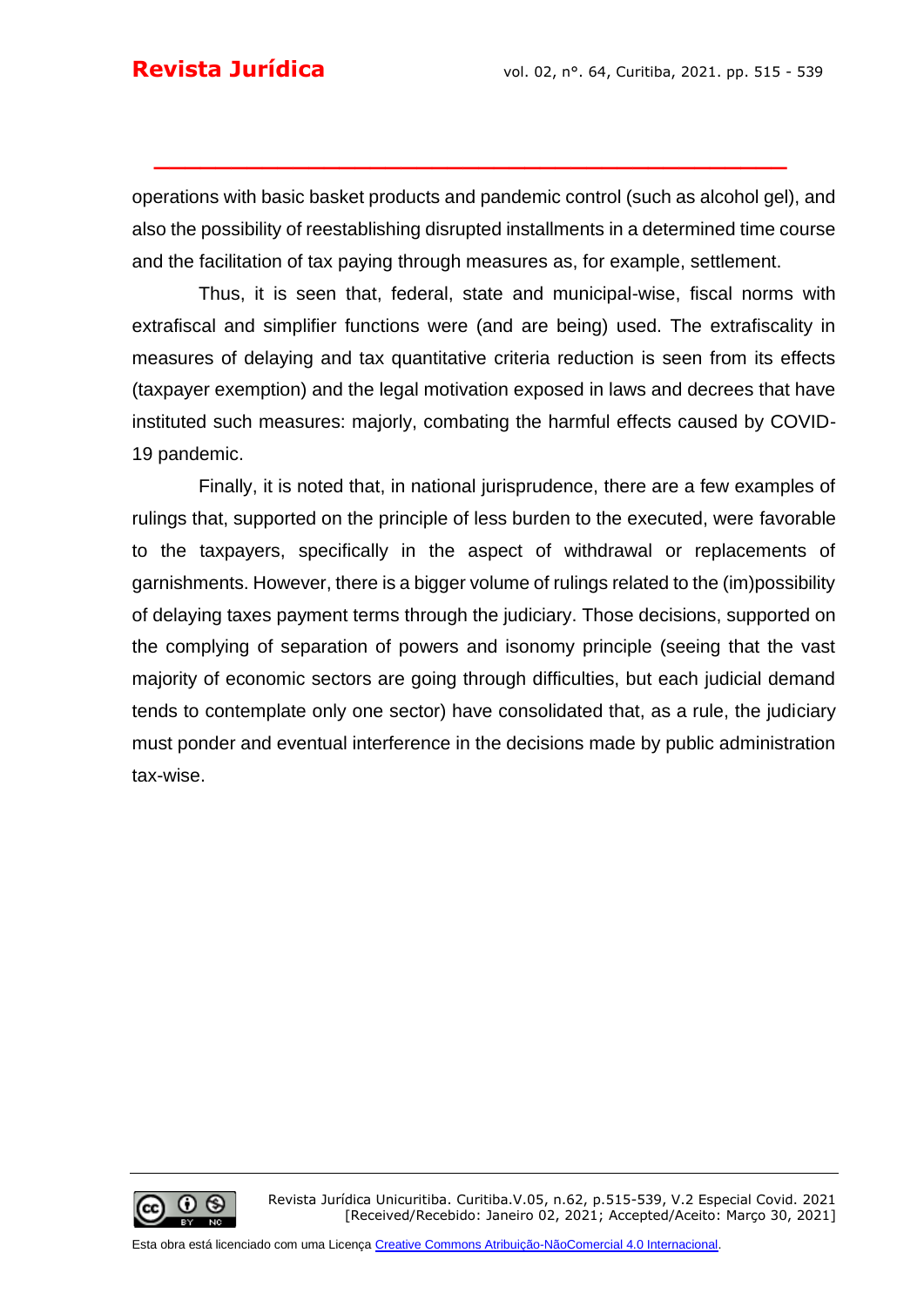operations with basic basket products and pandemic control (such as alcohol gel), and also the possibility of reestablishing disrupted installments in a determined time course and the facilitation of tax paying through measures as, for example, settlement.

Thus, it is seen that, federal, state and municipal-wise, fiscal norms with extrafiscal and simplifier functions were (and are being) used. The extrafiscality in measures of delaying and tax quantitative criteria reduction is seen from its effects (taxpayer exemption) and the legal motivation exposed in laws and decrees that have instituted such measures: majorly, combating the harmful effects caused by COVID-19 pandemic.

Finally, it is noted that, in national jurisprudence, there are a few examples of rulings that, supported on the principle of less burden to the executed, were favorable to the taxpayers, specifically in the aspect of withdrawal or replacements of garnishments. However, there is a bigger volume of rulings related to the (im)possibility of delaying taxes payment terms through the judiciary. Those decisions, supported on the complying of separation of powers and isonomy principle (seeing that the vast majority of economic sectors are going through difficulties, but each judicial demand tends to contemplate only one sector) have consolidated that, as a rule, the judiciary must ponder and eventual interference in the decisions made by public administration tax-wise.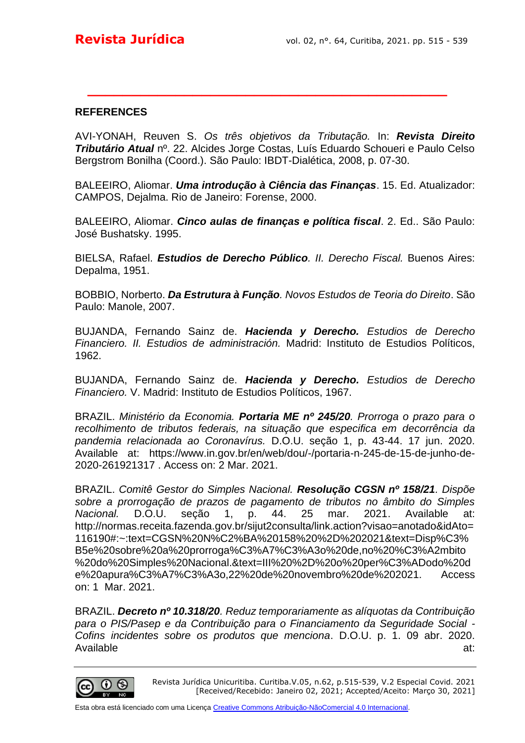**REFERENCES**

AVI-YONAH, Reuven S. *Os três objetivos da Tributação.* In: ***Revista Direito Tributário Atual*** nº. 22. Alcides Jorge Costas, Luís Eduardo Schoueri e Paulo Celso Bergstrom Bonilha (Coord.). São Paulo: IBDT-Dialética, 2008, p. 07-30.

BALEEIRO, Aliomar. ***Uma introdução à Ciência das Finanças***. 15. Ed. Atualizador: CAMPOS, Dejalma. Rio de Janeiro: Forense, 2000.

BALEEIRO, Aliomar. ***Cinco aulas de finanças e política fiscal***. 2. Ed.. São Paulo: José Bushatsky. 1995.

BIELSA, Rafael. ***Estudios de Derecho Público****. II. Derecho Fiscal.* Buenos Aires: Depalma, 1951.

BOBBIO, Norberto. ***Da Estrutura à Função****. Novos Estudos de Teoria do Direito*. São Paulo: Manole, 2007.

BUJANDA, Fernando Sainz de. ***Hacienda y Derecho.*** *Estudios de Derecho Financiero. II. Estudios de administración.* Madrid: Instituto de Estudios Políticos, 1962.

BUJANDA, Fernando Sainz de. ***Hacienda y Derecho.*** *Estudios de Derecho Financiero.* V. Madrid: Instituto de Estudios Políticos, 1967.

BRAZIL. *Ministério da Economia.* ***Portaria ME nº 245/20****. Prorroga o prazo para o recolhimento de tributos federais, na situação que especifica em decorrência da pandemia relacionada ao Coronavírus.* D.O.U. seção 1, p. 43-44. 17 jun. 2020. Available at: https://www.in.gov.br/en/web/dou/-/portaria-n-245-de-15-de-junho-de-2020-261921317 . Access on: 2 Mar. 2021.

BRAZIL. *Comitê Gestor do Simples Nacional.* ***Resolução CGSN nº 158/21****. Dispõe sobre a prorrogação de prazos de pagamento de tributos no âmbito do Simples Nacional.* D.O.U. seção 1, p. 44. 25 mar. 2021. Available at: http://normas.receita.fazenda.gov.br/sijut2consulta/link.action?visao=anotado&idAto=116190#:~:text=CGSN%20N%C2%BA%20158%20%2D%202021&text=Disp%C3%B5e%20sobre%20a%20prorroga%C3%A7%C3%A3o%20de,no%20%C3%A2mbito%20do%20Simples%20Nacional.&text=III%20%2D%20o%20per%C3%ADodo%20de%20apura%C3%A7%C3%A3o,22%20de%20novembro%20de%202021. Access on: 1 Mar. 2021.

BRAZIL. ***Decreto nº 10.318/20****. Reduz temporariamente as alíquotas da Contribuição para o PIS/Pasep e da Contribuição para o Financiamento da Seguridade Social - Cofins incidentes sobre os produtos que menciona*. D.O.U. p. 1. 09 abr. 2020. Available at: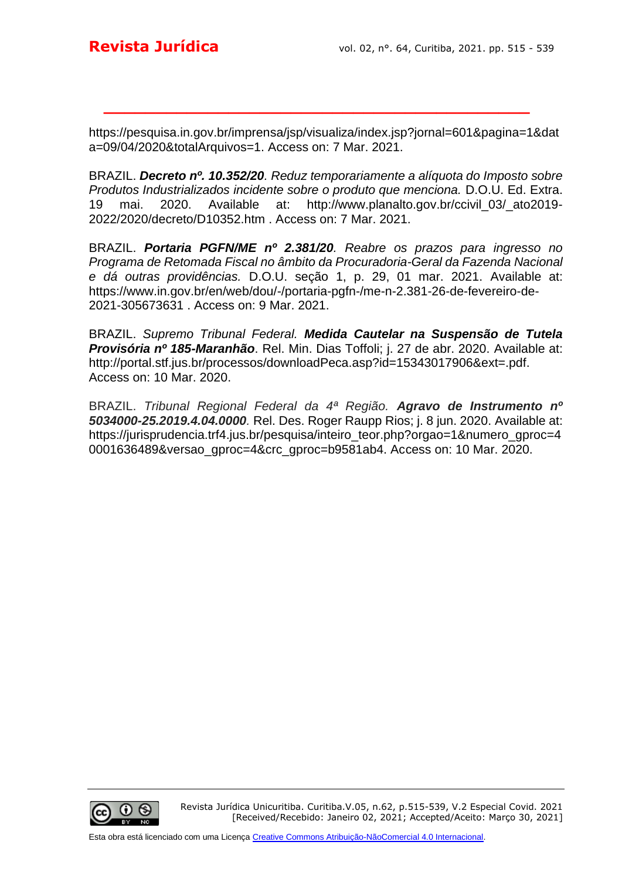https://pesquisa.in.gov.br/imprensa/jsp/visualiza/index.jsp?jornal=601&pagina=1&data=09/04/2020&totalArquivos=1. Access on: 7 Mar. 2021.

BRAZIL. ***Decreto nº. 10.352/20***. *Reduz temporariamente a alíquota do Imposto sobre Produtos Industrializados incidente sobre o produto que menciona.* D.O.U. Ed. Extra. 19 mai. 2020. Available at: http://www.planalto.gov.br/ccivil_03/_ato2019-2022/2020/decreto/D10352.htm . Access on: 7 Mar. 2021.

BRAZIL. ***Portaria PGFN/ME nº 2.381/20***. *Reabre os prazos para ingresso no Programa de Retomada Fiscal no âmbito da Procuradoria-Geral da Fazenda Nacional e dá outras providências.* D.O.U. seção 1, p. 29, 01 mar. 2021. Available at: https://www.in.gov.br/en/web/dou/-/portaria-pgfn-/me-n-2.381-26-de-fevereiro-de-2021-305673631 . Access on: 9 Mar. 2021.

BRAZIL. *Supremo Tribunal Federal.* ***Medida Cautelar na Suspensão de Tutela Provisória nº 185-Maranhão***. Rel. Min. Dias Toffoli; j. 27 de abr. 2020. Available at: http://portal.stf.jus.br/processos/downloadPeca.asp?id=15343017906&ext=.pdf. Access on: 10 Mar. 2020.

BRAZIL. *Tribunal Regional Federal da 4ª Região.* ***Agravo de Instrumento nº 5034000-25.2019.4.04.0000***. Rel. Des. Roger Raupp Rios; j. 8 jun. 2020. Available at: https://jurisprudencia.trf4.jus.br/pesquisa/inteiro_teor.php?orgao=1&numero_gproc=40001636489&versao_gproc=4&crc_gproc=b9581ab4. Access on: 10 Mar. 2020.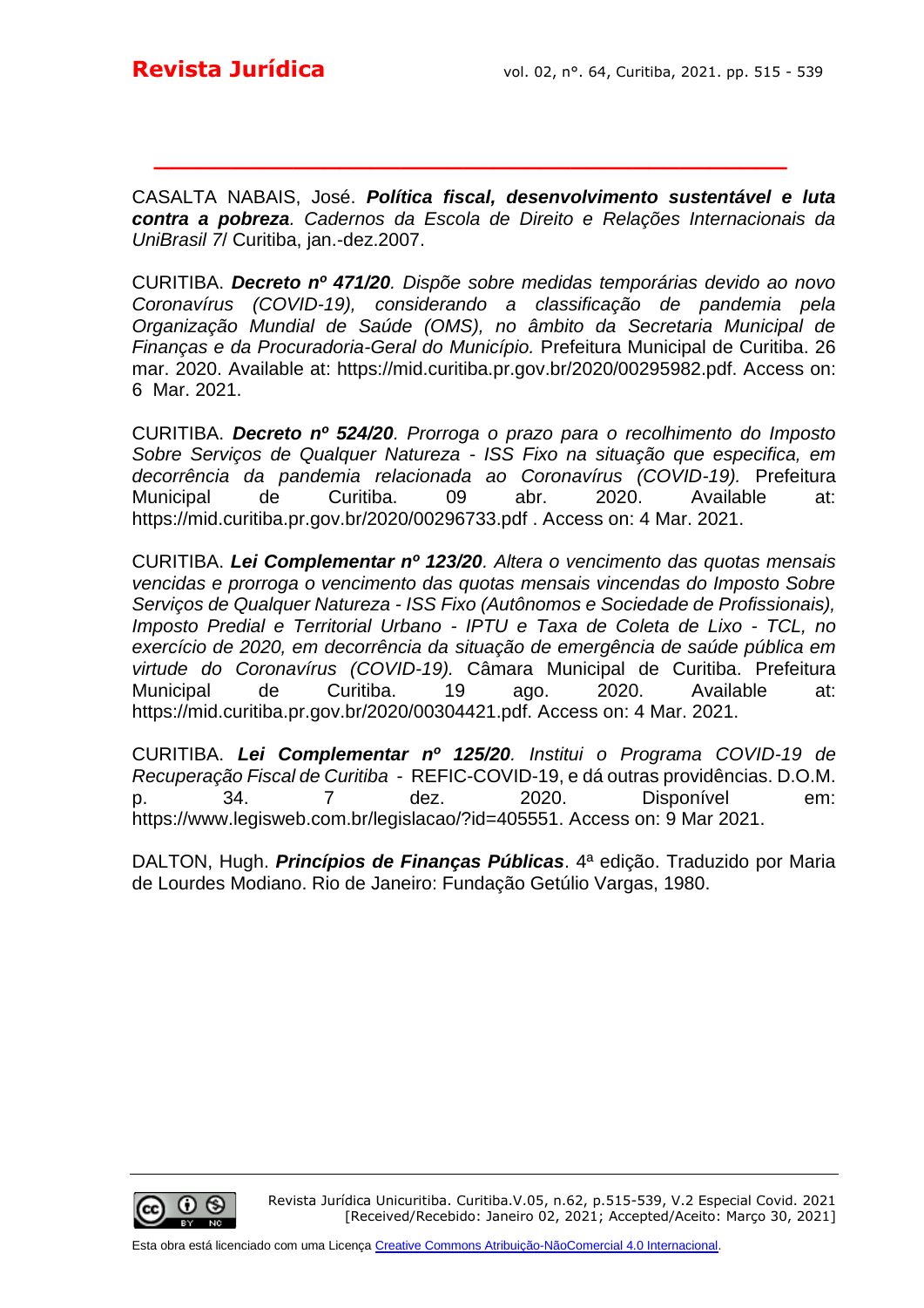CASALTA NABAIS, José. ***Política fiscal, desenvolvimento sustentável e luta contra a pobreza****. Cadernos da Escola de Direito e Relações Internacionais da UniBrasil 7*/ Curitiba, jan.-dez.2007.

CURITIBA. ***Decreto nº 471/20****. Dispõe sobre medidas temporárias devido ao novo Coronavírus (COVID-19), considerando a classificação de pandemia pela Organização Mundial de Saúde (OMS), no âmbito da Secretaria Municipal de Finanças e da Procuradoria-Geral do Município.* Prefeitura Municipal de Curitiba. 26 mar. 2020. Available at: https://mid.curitiba.pr.gov.br/2020/00295982.pdf. Access on: 6 Mar. 2021.

CURITIBA. ***Decreto nº 524/20****. Prorroga o prazo para o recolhimento do Imposto Sobre Serviços de Qualquer Natureza - ISS Fixo na situação que especifica, em decorrência da pandemia relacionada ao Coronavírus (COVID-19).* Prefeitura Municipal de Curitiba. 09 abr. 2020. Available at: https://mid.curitiba.pr.gov.br/2020/00296733.pdf . Access on: 4 Mar. 2021.

CURITIBA. ***Lei Complementar nº 123/20****. Altera o vencimento das quotas mensais vencidas e prorroga o vencimento das quotas mensais vincendas do Imposto Sobre Serviços de Qualquer Natureza - ISS Fixo (Autônomos e Sociedade de Profissionais), Imposto Predial e Territorial Urbano - IPTU e Taxa de Coleta de Lixo - TCL, no exercício de 2020, em decorrência da situação de emergência de saúde pública em virtude do Coronavírus (COVID-19).* Câmara Municipal de Curitiba. Prefeitura Municipal de Curitiba. 19 ago. 2020. Available at: https://mid.curitiba.pr.gov.br/2020/00304421.pdf. Access on: 4 Mar. 2021.

CURITIBA. ***Lei Complementar nº 125/20****. Institui o Programa COVID-19 de Recuperação Fiscal de Curitiba* - REFIC-COVID-19, e dá outras providências. D.O.M. p. 34. 7 dez. 2020. Disponível em: https://www.legisweb.com.br/legislacao/?id=405551. Access on: 9 Mar 2021.

DALTON, Hugh. ***Princípios de Finanças Públicas***. 4ª edição. Traduzido por Maria de Lourdes Modiano. Rio de Janeiro: Fundação Getúlio Vargas, 1980.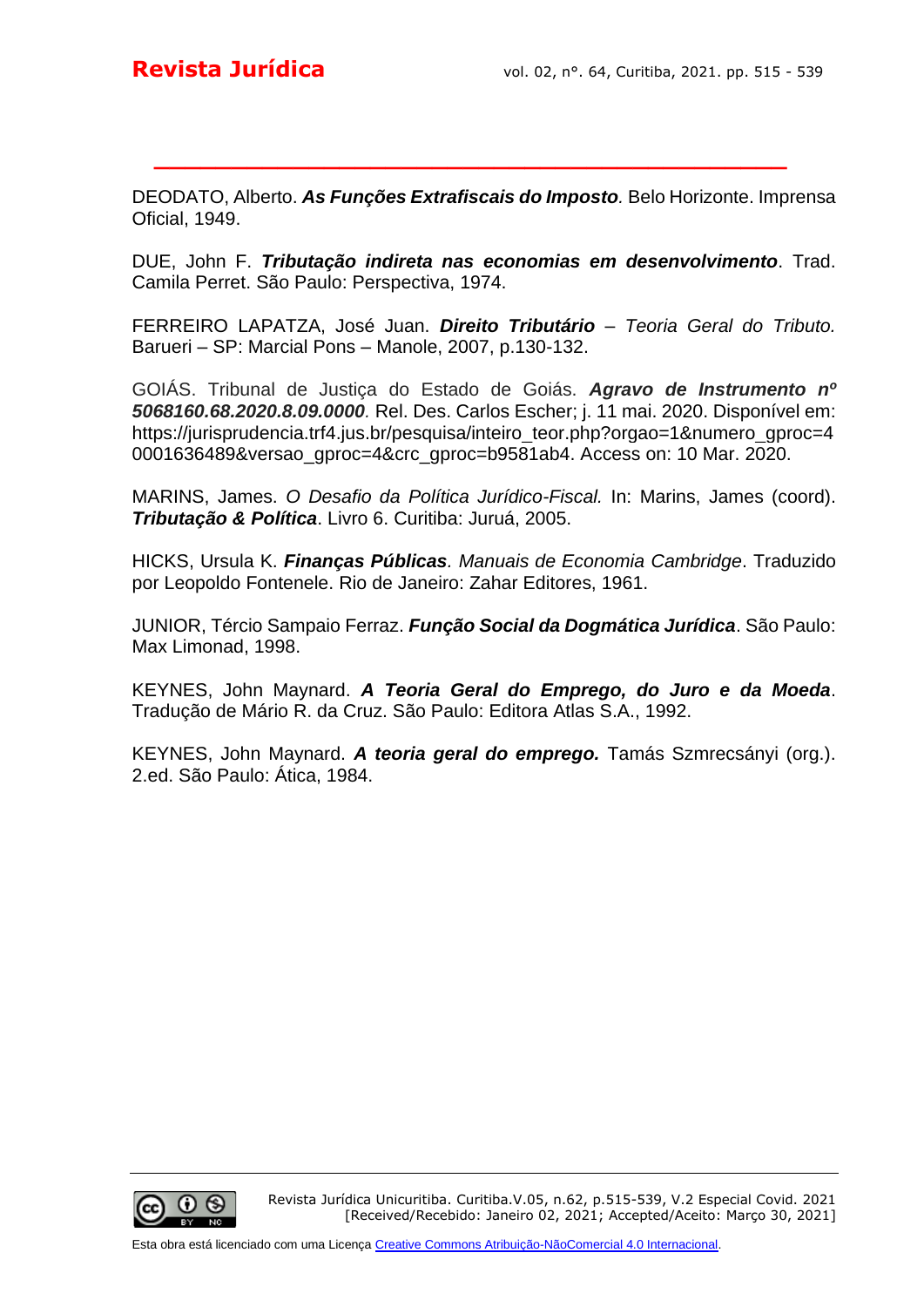DEODATO, Alberto. ***As Funções Extrafiscais do Imposto***. Belo Horizonte. Imprensa Oficial, 1949.

DUE, John F. ***Tributação indireta nas economias em desenvolvimento***. Trad. Camila Perret. São Paulo: Perspectiva, 1974.

FERREIRO LAPATZA, José Juan. ***Direito Tributário*** – *Teoria Geral do Tributo.* Barueri – SP: Marcial Pons – Manole, 2007, p.130-132.

GOIÁS. Tribunal de Justiça do Estado de Goiás. ***Agravo de Instrumento nº 5068160.68.2020.8.09.0000***. Rel. Des. Carlos Escher; j. 11 mai. 2020. Disponível em: https://jurisprudencia.trf4.jus.br/pesquisa/inteiro_teor.php?orgao=1&numero_gproc=40001636489&versao_gproc=4&crc_gproc=b9581ab4. Access on: 10 Mar. 2020.

MARINS, James. *O Desafio da Política Jurídico-Fiscal.* In: Marins, James (coord). ***Tributação & Política***. Livro 6. Curitiba: Juruá, 2005.

HICKS, Ursula K. ***Finanças Públicas***. *Manuais de Economia Cambridge*. Traduzido por Leopoldo Fontenele. Rio de Janeiro: Zahar Editores, 1961.

JUNIOR, Tércio Sampaio Ferraz. ***Função Social da Dogmática Jurídica***. São Paulo: Max Limonad, 1998.

KEYNES, John Maynard. ***A Teoria Geral do Emprego, do Juro e da Moeda***. Tradução de Mário R. da Cruz. São Paulo: Editora Atlas S.A., 1992.

KEYNES, John Maynard. ***A teoria geral do emprego.*** Tamás Szmrecsányi (org.). 2.ed. São Paulo: Ática, 1984.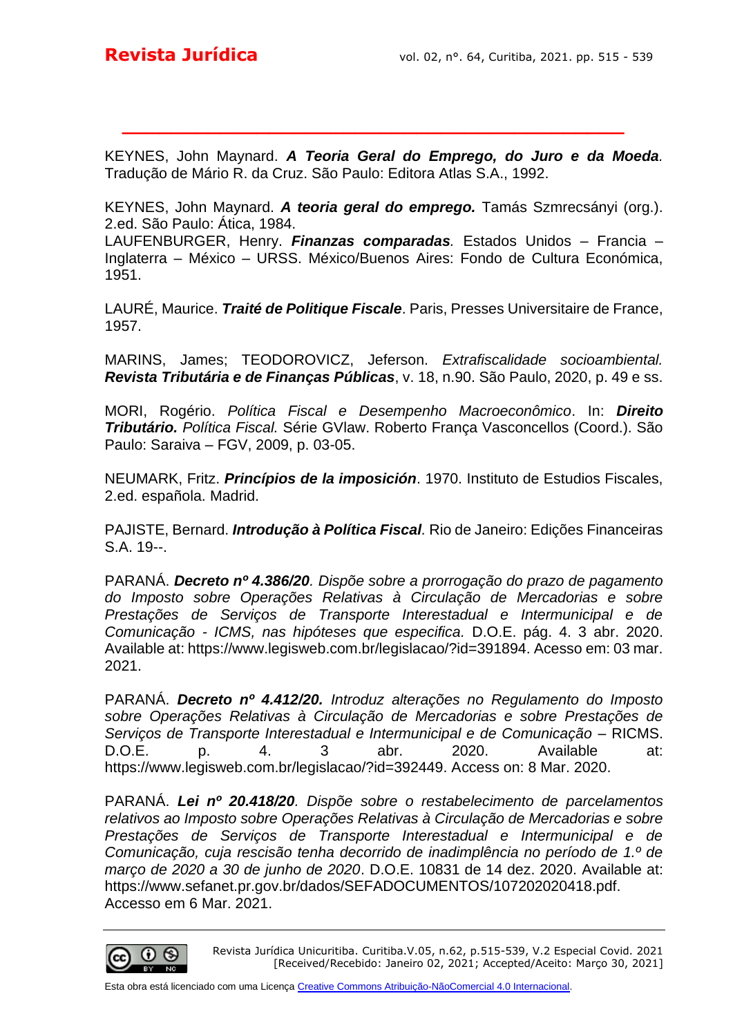KEYNES, John Maynard. ***A Teoria Geral do Emprego, do Juro e da Moeda****.* Tradução de Mário R. da Cruz. São Paulo: Editora Atlas S.A., 1992.

KEYNES, John Maynard. ***A teoria geral do emprego.*** Tamás Szmrecsányi (org.). 2.ed. São Paulo: Ática, 1984.

LAUFENBURGER, Henry. ***Finanzas comparadas****.* Estados Unidos – Francia – Inglaterra – México – URSS. México/Buenos Aires: Fondo de Cultura Económica, 1951.

LAURÉ, Maurice. ***Traité de Politique Fiscale***. Paris, Presses Universitaire de France, 1957.

MARINS, James; TEODOROVICZ, Jeferson. *Extrafiscalidade socioambiental.* ***Revista Tributária e de Finanças Públicas***, v. 18, n.90. São Paulo, 2020, p. 49 e ss.

MORI, Rogério. *Política Fiscal e Desempenho Macroeconômico*. In: ***Direito Tributário.*** *Política Fiscal.* Série GVlaw. Roberto França Vasconcellos (Coord.). São Paulo: Saraiva – FGV, 2009, p. 03-05.

NEUMARK, Fritz. ***Princípios de la imposición***. 1970. Instituto de Estudios Fiscales, 2.ed. española. Madrid.

PAJISTE, Bernard. ***Introdução à Política Fiscal****.* Rio de Janeiro: Edições Financeiras S.A. 19--.

PARANÁ. ***Decreto nº 4.386/20****. Dispõe sobre a prorrogação do prazo de pagamento do Imposto sobre Operações Relativas à Circulação de Mercadorias e sobre Prestações de Serviços de Transporte Interestadual e Intermunicipal e de Comunicação - ICMS, nas hipóteses que especifica.* D.O.E. pág. 4. 3 abr. 2020. Available at: https://www.legisweb.com.br/legislacao/?id=391894. Acesso em: 03 mar. 2021.

PARANÁ. ***Decreto nº 4.412/20.*** *Introduz alterações no Regulamento do Imposto sobre Operações Relativas à Circulação de Mercadorias e sobre Prestações de Serviços de Transporte Interestadual e Intermunicipal e de Comunicação* – RICMS. D.O.E. p. 4. 3 abr. 2020. Available at: https://www.legisweb.com.br/legislacao/?id=392449. Access on: 8 Mar. 2020.

PARANÁ. ***Lei nº 20.418/20****. Dispõe sobre o restabelecimento de parcelamentos relativos ao Imposto sobre Operações Relativas à Circulação de Mercadorias e sobre Prestações de Serviços de Transporte Interestadual e Intermunicipal e de Comunicação, cuja rescisão tenha decorrido de inadimplência no período de 1.º de março de 2020 a 30 de junho de 2020*. D.O.E. 10831 de 14 dez. 2020. Available at: https://www.sefanet.pr.gov.br/dados/SEFADOCUMENTOS/107202020418.pdf. Accesso em 6 Mar. 2021.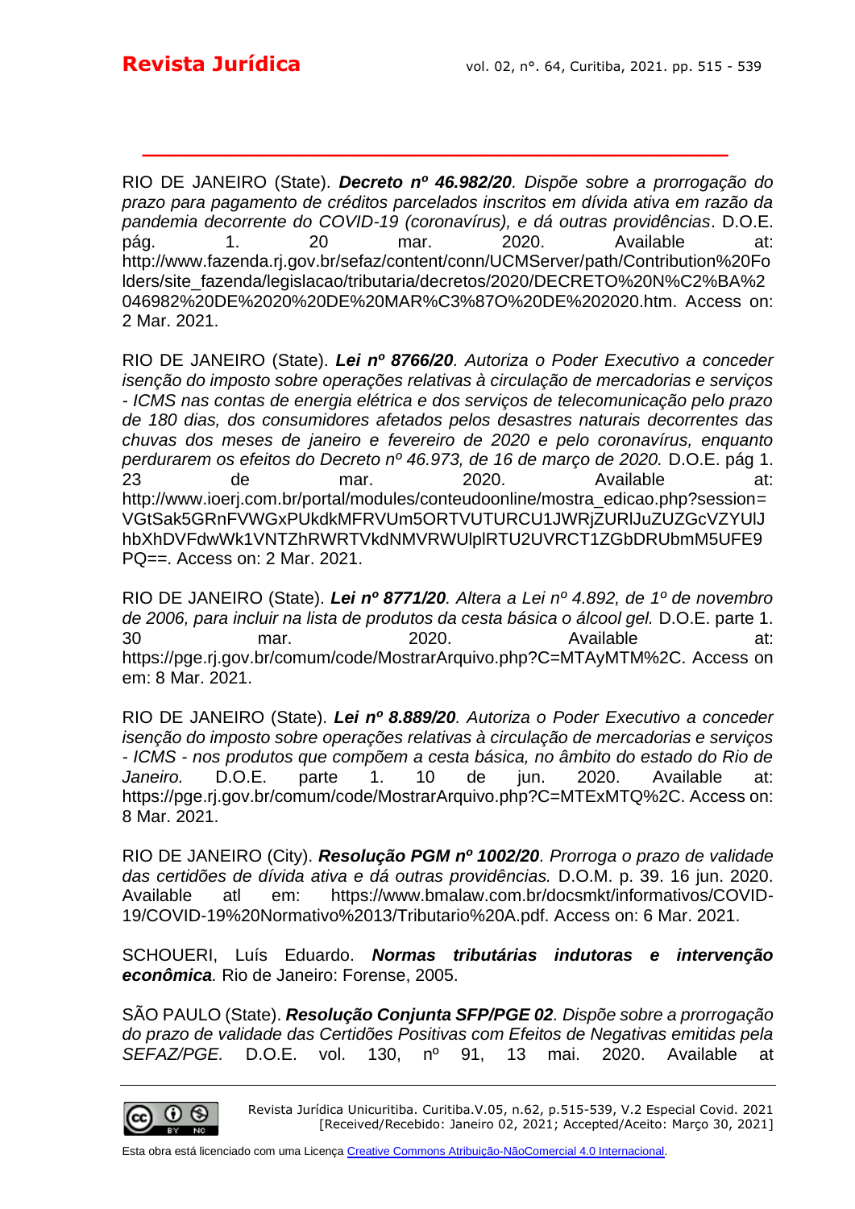RIO DE JANEIRO (State). ***Decreto nº 46.982/20****. Dispõe sobre a prorrogação do prazo para pagamento de créditos parcelados inscritos em dívida ativa em razão da pandemia decorrente do COVID-19 (coronavírus), e dá outras providências*. D.O.E. pág. 1. 20 mar. 2020. Available at: http://www.fazenda.rj.gov.br/sefaz/content/conn/UCMServer/path/Contribution%20Folders/site_fazenda/legislacao/tributaria/decretos/2020/DECRETO%20N%C2%BA%2046982%20DE%2020%20DE%20MAR%C3%87O%20DE%202020.htm. Access on: 2 Mar. 2021.

RIO DE JANEIRO (State). ***Lei nº 8766/20****. Autoriza o Poder Executivo a conceder isenção do imposto sobre operações relativas à circulação de mercadorias e serviços - ICMS nas contas de energia elétrica e dos serviços de telecomunicação pelo prazo de 180 dias, dos consumidores afetados pelos desastres naturais decorrentes das chuvas dos meses de janeiro e fevereiro de 2020 e pelo coronavírus, enquanto perdurarem os efeitos do Decreto nº 46.973, de 16 de março de 2020.* D.O.E. pág 1. 23 de mar. 2020. Available at: http://www.ioerj.com.br/portal/modules/conteudoonline/mostra_edicao.php?session=VGtSak5GRnFVWGxPUkdkMFRVUm5ORTVUTURCU1JWRjZURlJuZUZGcVZYUlJhbXhDVFdwWk1VNTZhRWRTVkdNMVRWUlpIRTU2UVRCT1ZGbDRUbmM5UFE9PQ==. Access on: 2 Mar. 2021.

RIO DE JANEIRO (State). ***Lei nº 8771/20****. Altera a Lei nº 4.892, de 1º de novembro de 2006, para incluir na lista de produtos da cesta básica o álcool gel.* D.O.E. parte 1. 30 mar. 2020. Available at: https://pge.rj.gov.br/comum/code/MostrarArquivo.php?C=MTAyMTM%2C. Access on em: 8 Mar. 2021.

RIO DE JANEIRO (State). ***Lei nº 8.889/20****. Autoriza o Poder Executivo a conceder isenção do imposto sobre operações relativas à circulação de mercadorias e serviços - ICMS - nos produtos que compõem a cesta básica, no âmbito do estado do Rio de Janeiro.* D.O.E. parte 1. 10 de jun. 2020. Available at: https://pge.rj.gov.br/comum/code/MostrarArquivo.php?C=MTExMTQ%2C. Access on: 8 Mar. 2021.

RIO DE JANEIRO (City). ***Resolução PGM nº 1002/20****. Prorroga o prazo de validade das certidões de dívida ativa e dá outras providências.* D.O.M. p. 39. 16 jun. 2020. Available atl em: https://www.bmalaw.com.br/docsmkt/informativos/COVID-19/COVID-19%20Normativo%2013/Tributario%20A.pdf. Access on: 6 Mar. 2021.

SCHOUERI, Luís Eduardo. ***Normas tributárias indutoras e intervenção econômica****.* Rio de Janeiro: Forense, 2005.

SÃO PAULO (State). ***Resolução Conjunta SFP/PGE 02****. Dispõe sobre a prorrogação do prazo de validade das Certidões Positivas com Efeitos de Negativas emitidas pela SEFAZ/PGE.* D.O.E. vol. 130, nº 91, 13 mai. 2020. Available at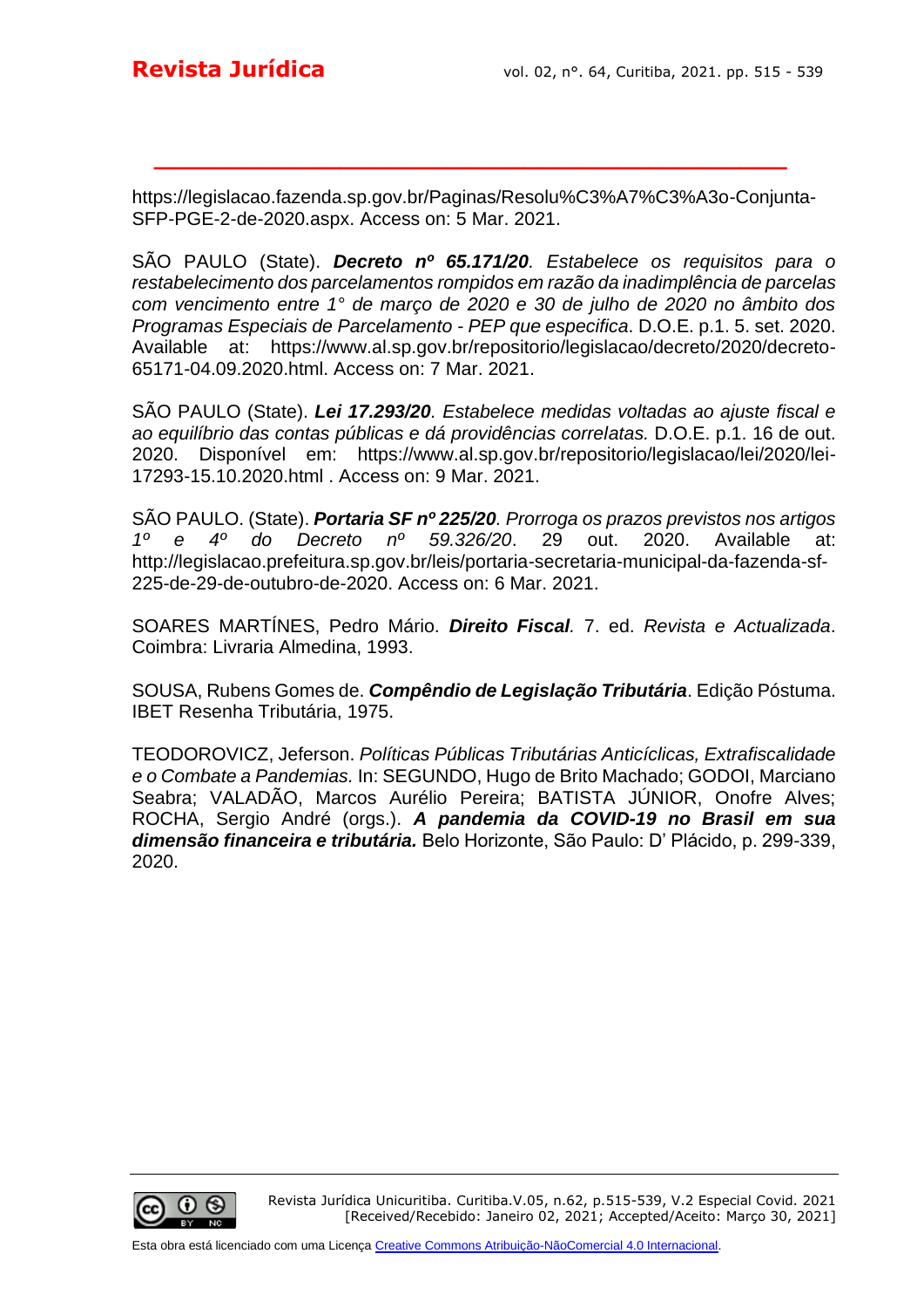https://legislacao.fazenda.sp.gov.br/Paginas/Resolu%C3%A7%C3%A3o-Conjunta-SFP-PGE-2-de-2020.aspx. Access on: 5 Mar. 2021.

SÃO PAULO (State). ***Decreto nº 65.171/20****. Estabelece os requisitos para o restabelecimento dos parcelamentos rompidos em razão da inadimplência de parcelas com vencimento entre 1° de março de 2020 e 30 de julho de 2020 no âmbito dos Programas Especiais de Parcelamento - PEP que especifica*. D.O.E. p.1. 5. set. 2020. Available at: https://www.al.sp.gov.br/repositorio/legislacao/decreto/2020/decreto-65171-04.09.2020.html. Access on: 7 Mar. 2021.

SÃO PAULO (State). ***Lei 17.293/20****. Estabelece medidas voltadas ao ajuste fiscal e ao equilíbrio das contas públicas e dá providências correlatas.* D.O.E. p.1. 16 de out. 2020. Disponível em: https://www.al.sp.gov.br/repositorio/legislacao/lei/2020/lei-17293-15.10.2020.html . Access on: 9 Mar. 2021.

SÃO PAULO. (State). ***Portaria SF nº 225/20****. Prorroga os prazos previstos nos artigos 1º e 4º do Decreto nº 59.326/20*. 29 out. 2020. Available at: http://legislacao.prefeitura.sp.gov.br/leis/portaria-secretaria-municipal-da-fazenda-sf-225-de-29-de-outubro-de-2020. Access on: 6 Mar. 2021.

SOARES MARTÍNES, Pedro Mário. ***Direito Fiscal****.* 7. ed. *Revista e Actualizada*. Coimbra: Livraria Almedina, 1993.

SOUSA, Rubens Gomes de. ***Compêndio de Legislação Tributária***. Edição Póstuma. IBET Resenha Tributária, 1975.

TEODOROVICZ, Jeferson. *Políticas Públicas Tributárias Anticíclicas, Extrafiscalidade e o Combate a Pandemias.* In: SEGUNDO, Hugo de Brito Machado; GODOI, Marciano Seabra; VALADÃO, Marcos Aurélio Pereira; BATISTA JÚNIOR, Onofre Alves; ROCHA, Sergio André (orgs.). ***A pandemia da COVID-19 no Brasil em sua dimensão financeira e tributária.*** Belo Horizonte, São Paulo: D' Plácido, p. 299-339, 2020.

Esta obra está licenciado com uma Licença Creative Commons Atribuição-NãoComercial 4.0 Internacional.